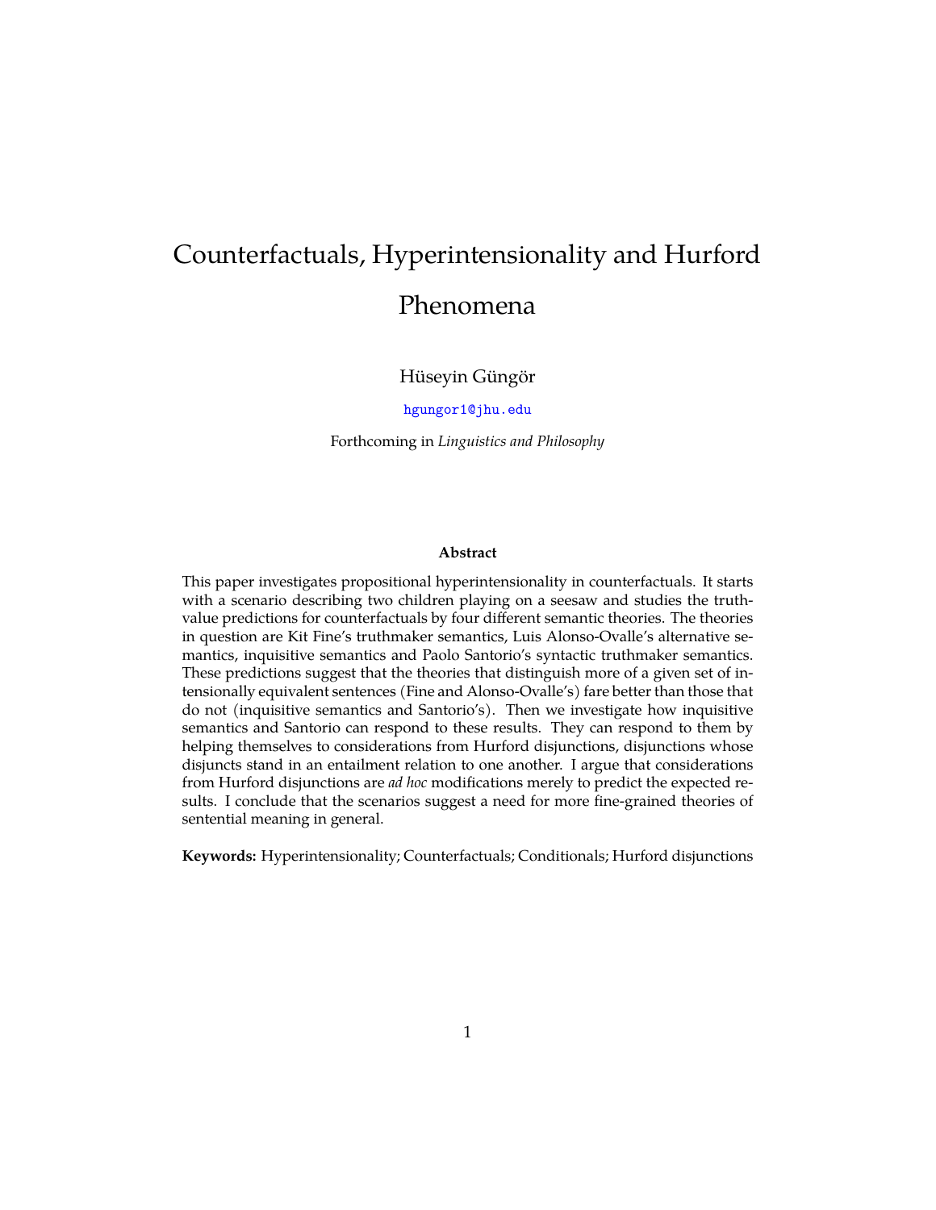# Counterfactuals, Hyperintensionality and Hurford Phenomena

Hüseyin Güngör

hgungor1@jhu.edu

Forthcoming in *Linguistics and Philosophy*

**Abstract**

This paper investigates propositional hyperintensionality in counterfactuals. It starts with a scenario describing two children playing on a seesaw and studies the truth-value predictions for counterfactuals by four different semantic theories. The theories in question are Kit Fine's truthmaker semantics, Luis Alonso-Ovalle's alternative semantics, inquisitive semantics and Paolo Santorio's syntactic truthmaker semantics. These predictions suggest that the theories that distinguish more of a given set of intensionally equivalent sentences (Fine and Alonso-Ovalle's) fare better than those that do not (inquisitive semantics and Santorio's). Then we investigate how inquisitive semantics and Santorio can respond to these results. They can respond to them by helping themselves to considerations from Hurford disjunctions, disjunctions whose disjuncts stand in an entailment relation to one another. I argue that considerations from Hurford disjunctions are *ad hoc* modifications merely to predict the expected results. I conclude that the scenarios suggest a need for more fine-grained theories of sentential meaning in general.

**Keywords:** Hyperintensionality; Counterfactuals; Conditionals; Hurford disjunctions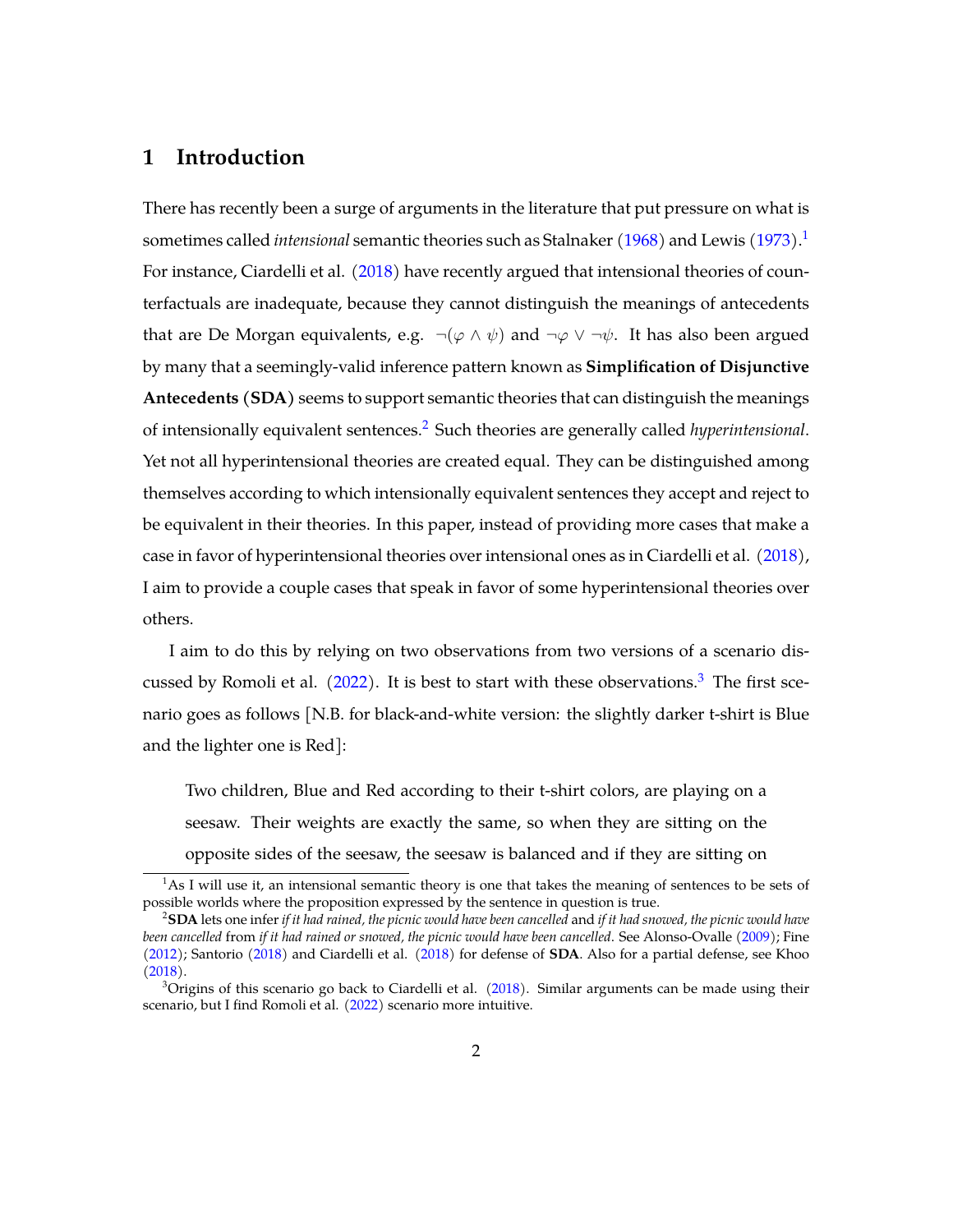## 1 Introduction

There has recently been a surge of arguments in the literature that put pressure on what is sometimes called *intensional* semantic theories such as Stalnaker (1968) and Lewis (1973).[1] For instance, Ciardelli et al. (2018) have recently argued that intensional theories of counterfactuals are inadequate, because they cannot distinguish the meanings of antecedents that are De Morgan equivalents, e.g. $\neg(\varphi \wedge \psi)$ and $\neg\varphi \vee \neg\psi$. It has also been argued by many that a seemingly-valid inference pattern known as **Simplification of Disjunctive Antecedents (SDA)** seems to support semantic theories that can distinguish the meanings of intensionally equivalent sentences.[2] Such theories are generally called *hyperintensional*. Yet not all hyperintensional theories are created equal. They can be distinguished among themselves according to which intensionally equivalent sentences they accept and reject to be equivalent in their theories. In this paper, instead of providing more cases that make a case in favor of hyperintensional theories over intensional ones as in Ciardelli et al. (2018), I aim to provide a couple cases that speak in favor of some hyperintensional theories over others.

I aim to do this by relying on two observations from two versions of a scenario discussed by Romoli et al. (2022). It is best to start with these observations.[3] The first scenario goes as follows [N.B. for black-and-white version: the slightly darker t-shirt is Blue and the lighter one is Red]:

> Two children, Blue and Red according to their t-shirt colors, are playing on a seesaw. Their weights are exactly the same, so when they are sitting on the opposite sides of the seesaw, the seesaw is balanced and if they are sitting on

---

[1] As I will use it, an intensional semantic theory is one that takes the meaning of sentences to be sets of possible worlds where the proposition expressed by the sentence in question is true.

[2] **SDA** lets one infer *if it had rained, the picnic would have been cancelled* and *if it had snowed, the picnic would have been cancelled* from *if it had rained or snowed, the picnic would have been cancelled*. See Alonso-Ovalle (2009); Fine (2012); Santorio (2018) and Ciardelli et al. (2018) for defense of **SDA**. Also for a partial defense, see Khoo (2018).

[3] Origins of this scenario go back to Ciardelli et al. (2018). Similar arguments can be made using their scenario, but I find Romoli et al. (2022) scenario more intuitive.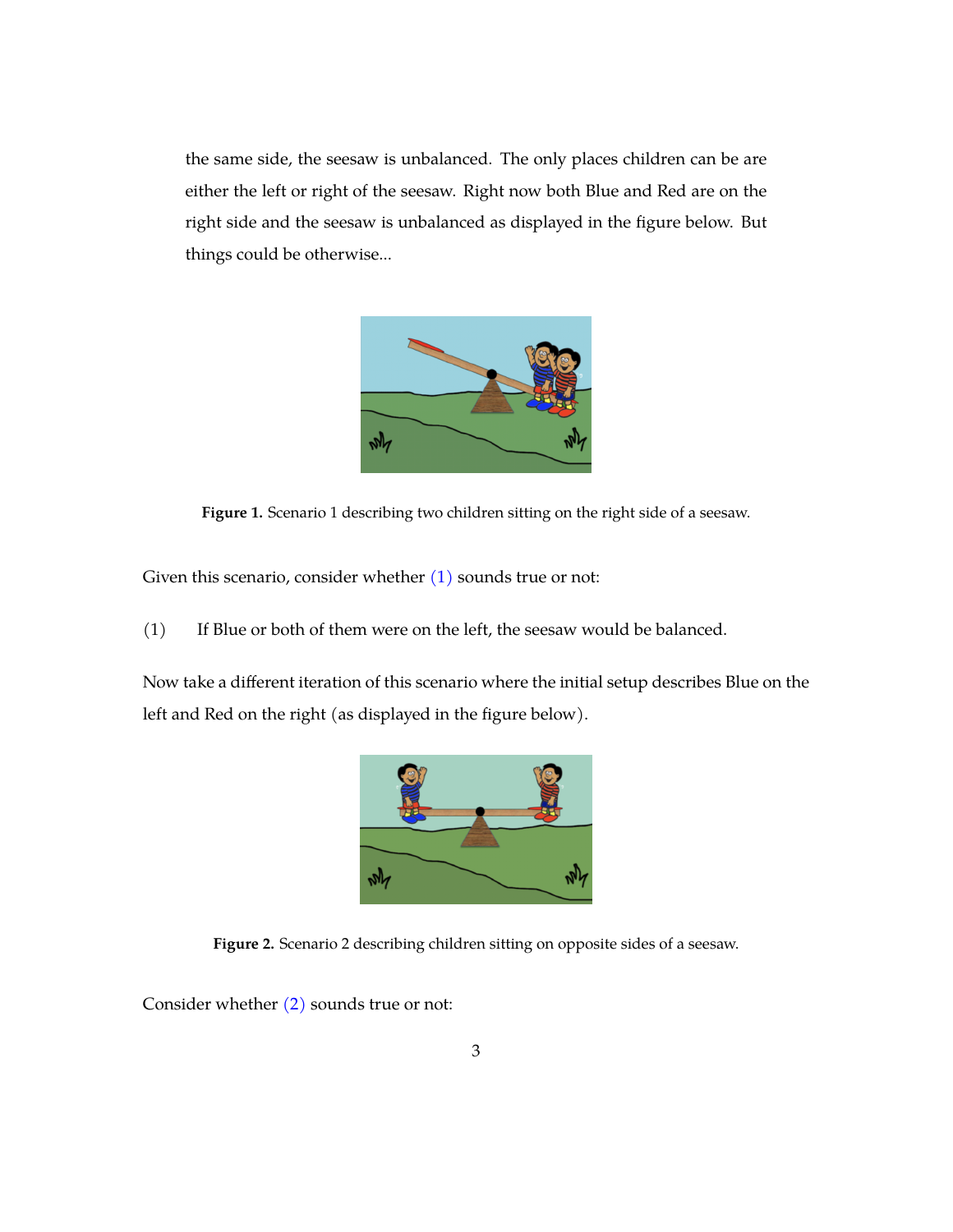the same side, the seesaw is unbalanced. The only places children can be are either the left or right of the seesaw. Right now both Blue and Red are on the right side and the seesaw is unbalanced as displayed in the figure below. But things could be otherwise...

**Figure 1.** Scenario 1 describing two children sitting on the right side of a seesaw.

Given this scenario, consider whether (1) sounds true or not:

(1) If Blue or both of them were on the left, the seesaw would be balanced.

Now take a different iteration of this scenario where the initial setup describes Blue on the left and Red on the right (as displayed in the figure below).

**Figure 2.** Scenario 2 describing children sitting on opposite sides of a seesaw.

Consider whether (2) sounds true or not: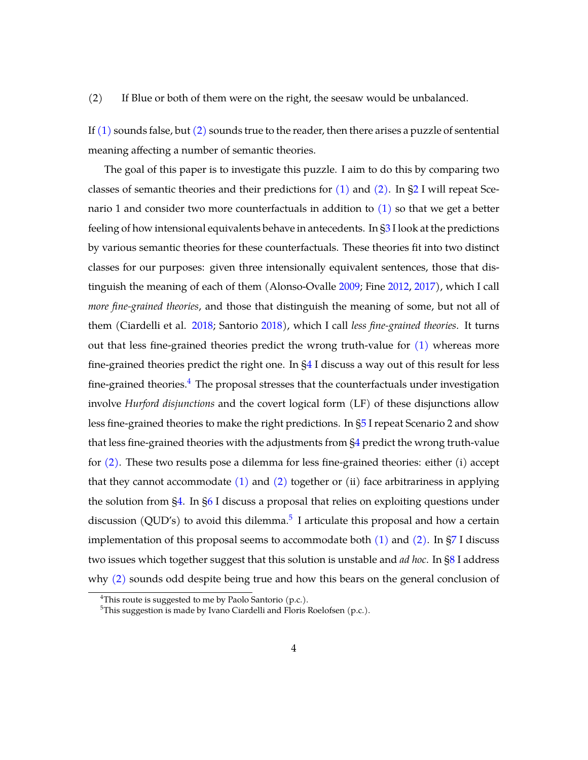(2) If Blue or both of them were on the right, the seesaw would be unbalanced.

If (1) sounds false, but (2) sounds true to the reader, then there arises a puzzle of sentential meaning affecting a number of semantic theories.

The goal of this paper is to investigate this puzzle. I aim to do this by comparing two classes of semantic theories and their predictions for (1) and (2). In §2 I will repeat Scenario 1 and consider two more counterfactuals in addition to (1) so that we get a better feeling of how intensional equivalents behave in antecedents. In §3 I look at the predictions by various semantic theories for these counterfactuals. These theories fit into two distinct classes for our purposes: given three intensionally equivalent sentences, those that distinguish the meaning of each of them (Alonso-Ovalle 2009; Fine 2012, 2017), which I call *more fine-grained theories*, and those that distinguish the meaning of some, but not all of them (Ciardelli et al. 2018; Santorio 2018), which I call *less fine-grained theories*. It turns out that less fine-grained theories predict the wrong truth-value for (1) whereas more fine-grained theories predict the right one. In §4 I discuss a way out of this result for less fine-grained theories.[4] The proposal stresses that the counterfactuals under investigation involve *Hurford disjunctions* and the covert logical form (LF) of these disjunctions allow less fine-grained theories to make the right predictions. In §5 I repeat Scenario 2 and show that less fine-grained theories with the adjustments from §4 predict the wrong truth-value for (2). These two results pose a dilemma for less fine-grained theories: either (i) accept that they cannot accommodate (1) and (2) together or (ii) face arbitrariness in applying the solution from §4. In §6 I discuss a proposal that relies on exploiting questions under discussion (QUD's) to avoid this dilemma.[5] I articulate this proposal and how a certain implementation of this proposal seems to accommodate both (1) and (2). In §7 I discuss two issues which together suggest that this solution is unstable and *ad hoc*. In §8 I address why (2) sounds odd despite being true and how this bears on the general conclusion of

[4] This route is suggested to me by Paolo Santorio (p.c.).

[5] This suggestion is made by Ivano Ciardelli and Floris Roelofsen (p.c.).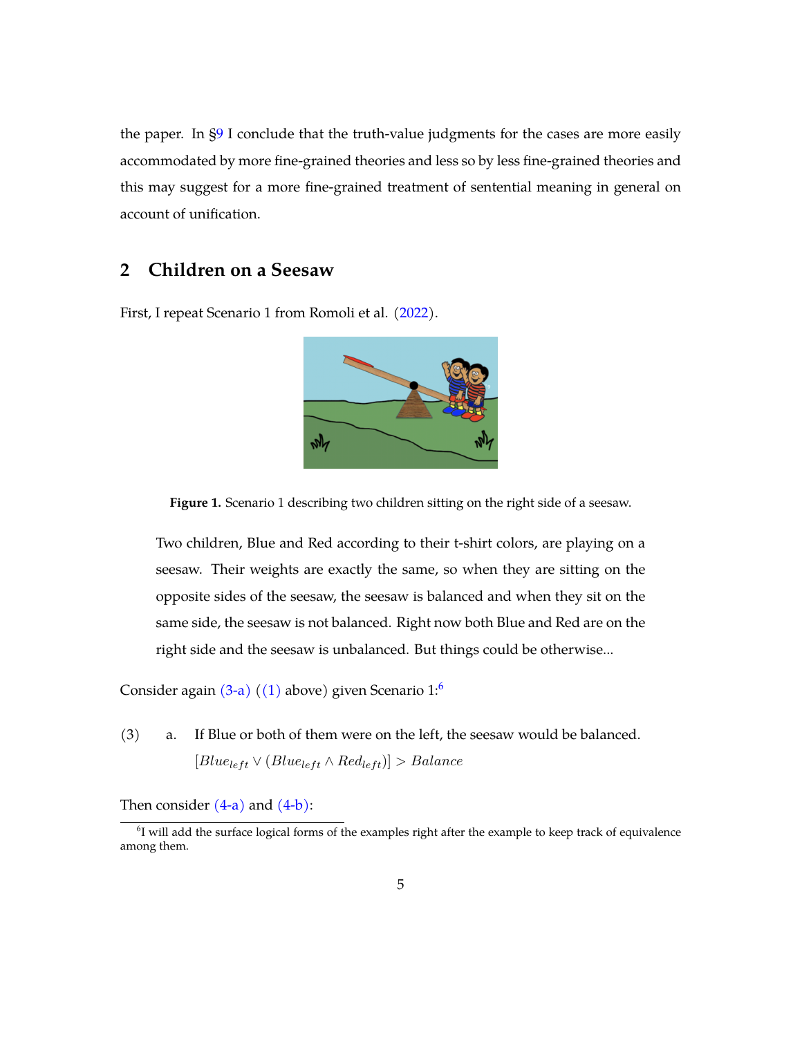the paper. In §9 I conclude that the truth-value judgments for the cases are more easily accommodated by more fine-grained theories and less so by less fine-grained theories and this may suggest for a more fine-grained treatment of sentential meaning in general on account of unification.

## 2 Children on a Seesaw

First, I repeat Scenario 1 from Romoli et al. (2022).

**Figure 1.** Scenario 1 describing two children sitting on the right side of a seesaw.

> Two children, Blue and Red according to their t-shirt colors, are playing on a seesaw. Their weights are exactly the same, so when they are sitting on the opposite sides of the seesaw, the seesaw is balanced and when they sit on the same side, the seesaw is not balanced. Right now both Blue and Red are on the right side and the seesaw is unbalanced. But things could be otherwise...

Consider again (3-a) ((1) above) given Scenario 1:[6]

(3) a. If Blue or both of them were on the left, the seesaw would be balanced.
$[Blue_{left} \vee (Blue_{left} \wedge Red_{left})] > Balance$

Then consider (4-a) and (4-b):

[6] I will add the surface logical forms of the examples right after the example to keep track of equivalence among them.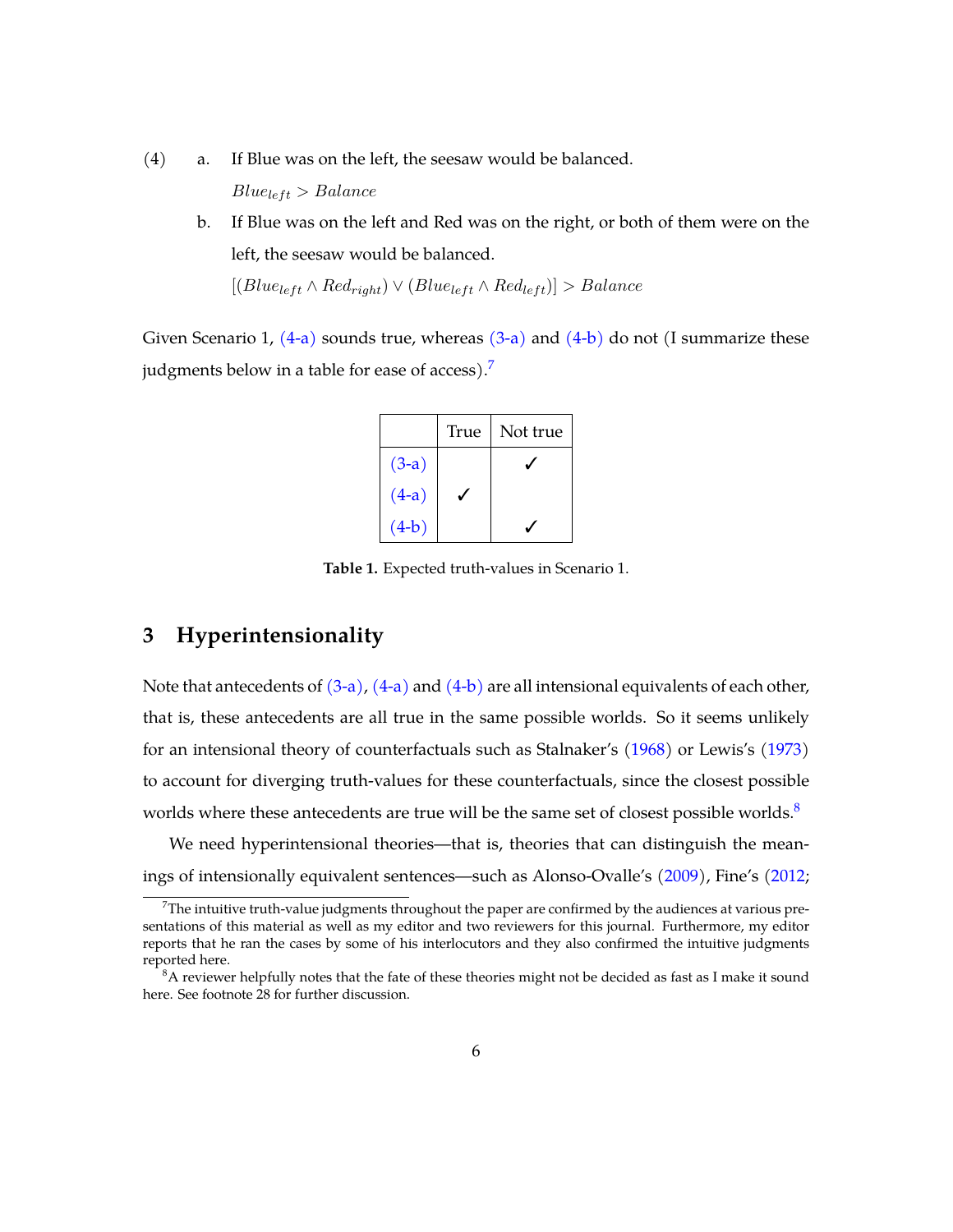(4) a. If Blue was on the left, the seesaw would be balanced.

$Blue_{left} > Balance$

b. If Blue was on the left and Red was on the right, or both of them were on the left, the seesaw would be balanced.

$[(Blue_{left} \wedge Red_{right}) \vee (Blue_{left} \wedge Red_{left})] > Balance$

Given Scenario 1, (4-a) sounds true, whereas (3-a) and (4-b) do not (I summarize these judgments below in a table for ease of access).[7]

| | True | Not true |
|---|---|---|
| (3-a) | | ✓ |
| (4-a) | ✓ | |
| (4-b) | | ✓ |

**Table 1.** Expected truth-values in Scenario 1.

## 3 Hyperintensionality

Note that antecedents of (3-a), (4-a) and (4-b) are all intensional equivalents of each other, that is, these antecedents are all true in the same possible worlds. So it seems unlikely for an intensional theory of counterfactuals such as Stalnaker's (1968) or Lewis's (1973) to account for diverging truth-values for these counterfactuals, since the closest possible worlds where these antecedents are true will be the same set of closest possible worlds.[8]

We need hyperintensional theories—that is, theories that can distinguish the meanings of intensionally equivalent sentences—such as Alonso-Ovalle's (2009), Fine's (2012;

[7] The intuitive truth-value judgments throughout the paper are confirmed by the audiences at various presentations of this material as well as my editor and two reviewers for this journal. Furthermore, my editor reports that he ran the cases by some of his interlocutors and they also confirmed the intuitive judgments reported here.

[8] A reviewer helpfully notes that the fate of these theories might not be decided as fast as I make it sound here. See footnote 28 for further discussion.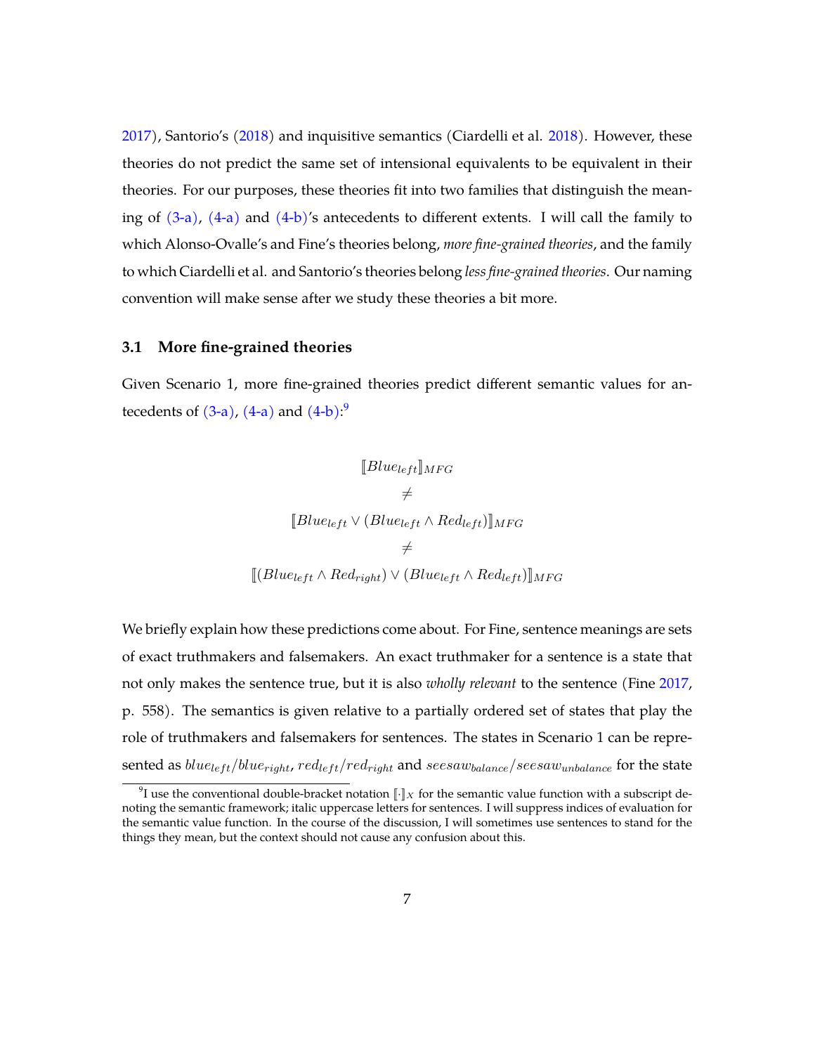2017), Santorio's (2018) and inquisitive semantics (Ciardelli et al. 2018). However, these theories do not predict the same set of intensional equivalents to be equivalent in their theories. For our purposes, these theories fit into two families that distinguish the meaning of (3-a), (4-a) and (4-b)'s antecedents to different extents. I will call the family to which Alonso-Ovalle's and Fine's theories belong, *more fine-grained theories*, and the family to which Ciardelli et al. and Santorio's theories belong *less fine-grained theories*. Our naming convention will make sense after we study these theories a bit more.

### 3.1 More fine-grained theories

Given Scenario 1, more fine-grained theories predict different semantic values for antecedents of (3-a), (4-a) and (4-b):[9]

$$
\begin{gathered}
[\![Blue_{left}]\!]_{MFG} \\
\neq \\
[\![Blue_{left} \vee (Blue_{left} \wedge Red_{left})]\!]_{MFG} \\
\neq \\
[\![(Blue_{left} \wedge Red_{right}) \vee (Blue_{left} \wedge Red_{left})]\!]_{MFG}
\end{gathered}
$$

We briefly explain how these predictions come about. For Fine, sentence meanings are sets of exact truthmakers and falsemakers. An exact truthmaker for a sentence is a state that not only makes the sentence true, but it is also *wholly relevant* to the sentence (Fine 2017, p. 558). The semantics is given relative to a partially ordered set of states that play the role of truthmakers and falsemakers for sentences. The states in Scenario 1 can be represented as $blue_{left}/blue_{right}$, $red_{left}/red_{right}$ and $seesaw_{balance}/seesaw_{unbalance}$ for the state

[9] I use the conventional double-bracket notation $[\![\cdot]\!]_X$ for the semantic value function with a subscript denoting the semantic framework; italic uppercase letters for sentences. I will suppress indices of evaluation for the semantic value function. In the course of the discussion, I will sometimes use sentences to stand for the things they mean, but the context should not cause any confusion about this.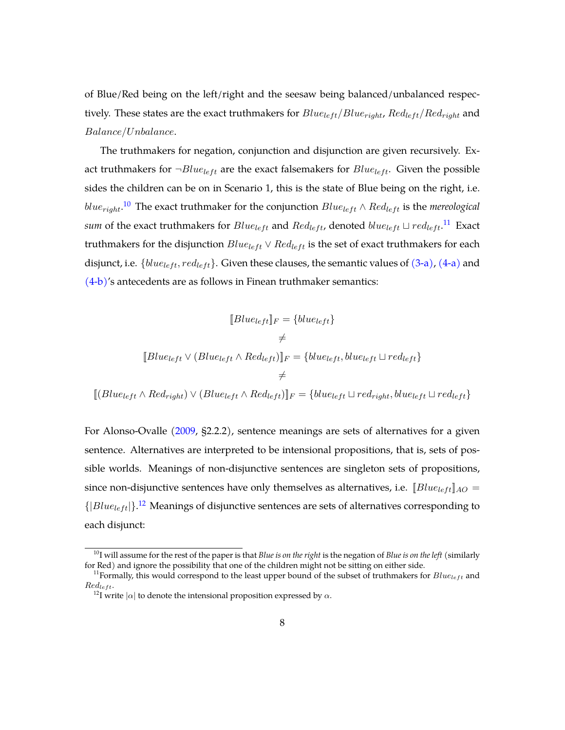of Blue/Red being on the left/right and the seesaw being balanced/unbalanced respectively. These states are the exact truthmakers for $Blue_{left}/Blue_{right}$, $Red_{left}/Red_{right}$ and $Balance/Unbalance$.

The truthmakers for negation, conjunction and disjunction are given recursively. Exact truthmakers for $\neg Blue_{left}$ are the exact falsemakers for $Blue_{left}$. Given the possible sides the children can be on in Scenario 1, this is the state of Blue being on the right, i.e. $blue_{right}$.[10] The exact truthmaker for the conjunction $Blue_{left} \wedge Red_{left}$ is the *mereological sum* of the exact truthmakers for $Blue_{left}$ and $Red_{left}$, denoted $blue_{left} \sqcup red_{left}$.[11] Exact truthmakers for the disjunction $Blue_{left} \vee Red_{left}$ is the set of exact truthmakers for each disjunct, i.e. $\{blue_{left}, red_{left}\}$. Given these clauses, the semantic values of (3-a), (4-a) and (4-b)'s antecedents are as follows in Finean truthmaker semantics:

$$
\begin{gathered}
[\![Blue_{left}]\!]_F = \{blue_{left}\} \\
\neq \\
[\![Blue_{left} \vee (Blue_{left} \wedge Red_{left})]\!]_F = \{blue_{left}, blue_{left} \sqcup red_{left}\} \\
\neq \\
[\![(Blue_{left} \wedge Red_{right}) \vee (Blue_{left} \wedge Red_{left})]\!]_F = \{blue_{left} \sqcup red_{right}, blue_{left} \sqcup red_{left}\}
\end{gathered}
$$

For Alonso-Ovalle (2009, §2.2.2), sentence meanings are sets of alternatives for a given sentence. Alternatives are interpreted to be intensional propositions, that is, sets of possible worlds. Meanings of non-disjunctive sentences are singleton sets of propositions, since non-disjunctive sentences have only themselves as alternatives, i.e. $[\![Blue_{left}]\!]_{AO} = \{|Blue_{left}|\}$.[12] Meanings of disjunctive sentences are sets of alternatives corresponding to each disjunct:

---

[10] I will assume for the rest of the paper is that *Blue is on the right* is the negation of *Blue is on the left* (similarly for Red) and ignore the possibility that one of the children might not be sitting on either side.

[11] Formally, this would correspond to the least upper bound of the subset of truthmakers for $Blue_{left}$ and $Red_{left}$.

[12] I write $|\alpha|$ to denote the intensional proposition expressed by $\alpha$.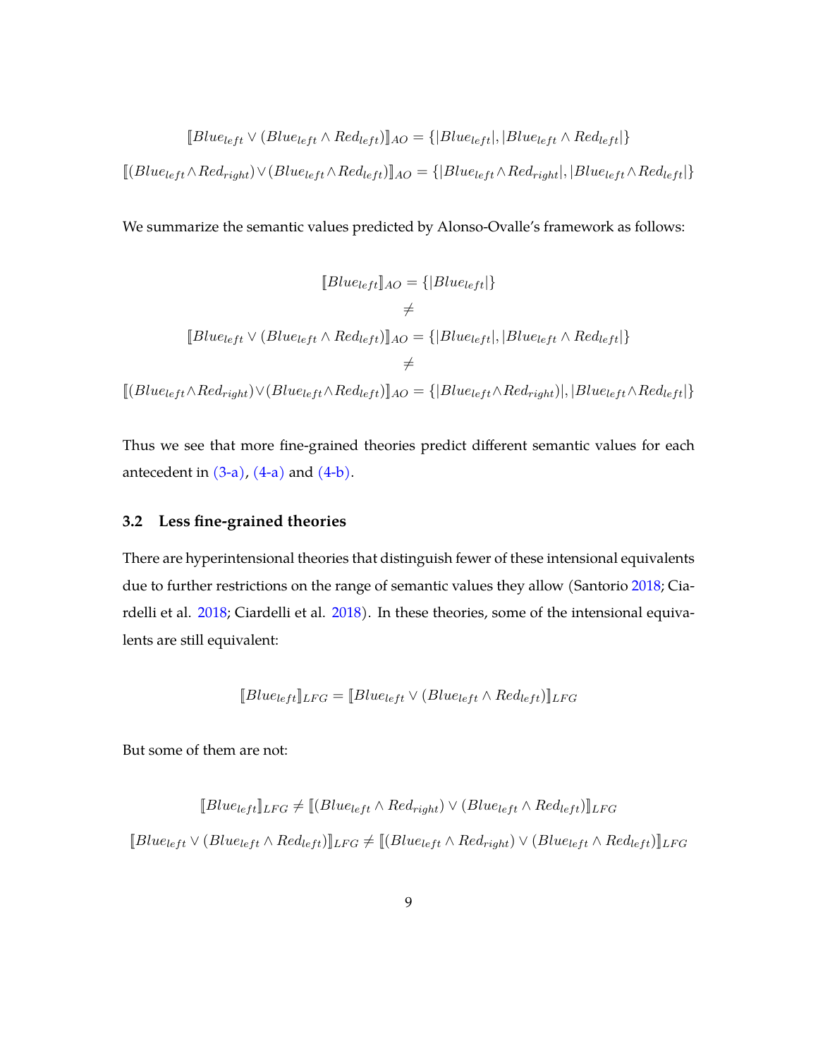$$[\![Blue_{left} \vee (Blue_{left} \wedge Red_{left})]\!]_{AO} = \{|Blue_{left}|, |Blue_{left} \wedge Red_{left}|\}$$

$$[\![(Blue_{left} \wedge Red_{right}) \vee (Blue_{left} \wedge Red_{left})]\!]_{AO} = \{|Blue_{left} \wedge Red_{right}|, |Blue_{left} \wedge Red_{left}|\}$$

We summarize the semantic values predicted by Alonso-Ovalle's framework as follows:

$$[\![Blue_{left}]\!]_{AO} = \{|Blue_{left}|\}$$

$$\neq$$

$$[\![Blue_{left} \vee (Blue_{left} \wedge Red_{left})]\!]_{AO} = \{|Blue_{left}|, |Blue_{left} \wedge Red_{left}|\}$$

$$\neq$$

$$[\![(Blue_{left} \wedge Red_{right}) \vee (Blue_{left} \wedge Red_{left})]\!]_{AO} = \{|Blue_{left} \wedge Red_{right})|, |Blue_{left} \wedge Red_{left}|\}$$

Thus we see that more fine-grained theories predict different semantic values for each antecedent in (3-a), (4-a) and (4-b).

### 3.2 Less fine-grained theories

There are hyperintensional theories that distinguish fewer of these intensional equivalents due to further restrictions on the range of semantic values they allow (Santorio 2018; Ciardelli et al. 2018; Ciardelli et al. 2018). In these theories, some of the intensional equivalents are still equivalent:

$$[\![Blue_{left}]\!]_{LFG} = [\![Blue_{left} \vee (Blue_{left} \wedge Red_{left})]\!]_{LFG}$$

But some of them are not:

$$[\![Blue_{left}]\!]_{LFG} \neq [\![(Blue_{left} \wedge Red_{right}) \vee (Blue_{left} \wedge Red_{left})]\!]_{LFG}$$

$$[\![Blue_{left} \vee (Blue_{left} \wedge Red_{left})]\!]_{LFG} \neq [\![(Blue_{left} \wedge Red_{right}) \vee (Blue_{left} \wedge Red_{left})]\!]_{LFG}$$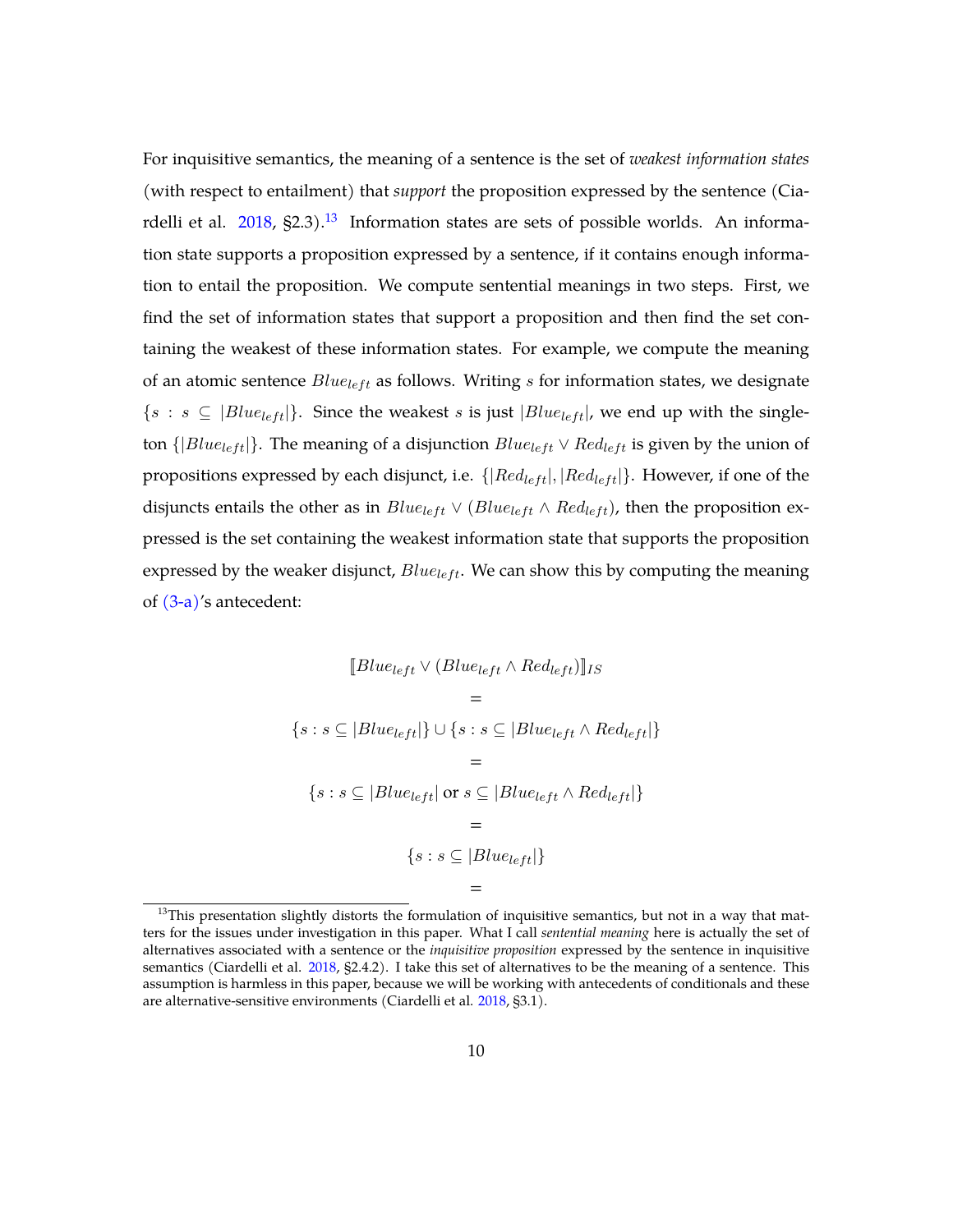For inquisitive semantics, the meaning of a sentence is the set of *weakest information states* (with respect to entailment) that *support* the proposition expressed by the sentence (Ciardelli et al. 2018, §2.3).[13] Information states are sets of possible worlds. An information state supports a proposition expressed by a sentence, if it contains enough information to entail the proposition. We compute sentential meanings in two steps. First, we find the set of information states that support a proposition and then find the set containing the weakest of these information states. For example, we compute the meaning of an atomic sentence $Blue_{left}$ as follows. Writing $s$ for information states, we designate $\{s : s \subseteq |Blue_{left}|\}$. Since the weakest $s$ is just $|Blue_{left}|$, we end up with the singleton $\{|Blue_{left}|\}$. The meaning of a disjunction $Blue_{left} \vee Red_{left}$ is given by the union of propositions expressed by each disjunct, i.e. $\{|Red_{left}|, |Red_{left}|\}$. However, if one of the disjuncts entails the other as in $Blue_{left} \vee (Blue_{left} \wedge Red_{left})$, then the proposition expressed is the set containing the weakest information state that supports the proposition expressed by the weaker disjunct, $Blue_{left}$. We can show this by computing the meaning of (3-a)'s antecedent:

$$
\begin{gathered}
[\![Blue_{left} \vee (Blue_{left} \wedge Red_{left})]\!]_{IS} \\
= \\
\{s : s \subseteq |Blue_{left}|\} \cup \{s : s \subseteq |Blue_{left} \wedge Red_{left}|\} \\
= \\
\{s : s \subseteq |Blue_{left}| \text{ or } s \subseteq |Blue_{left} \wedge Red_{left}|\} \\
= \\
\{s : s \subseteq |Blue_{left}|\} \\
=
\end{gathered}
$$

[13] This presentation slightly distorts the formulation of inquisitive semantics, but not in a way that matters for the issues under investigation in this paper. What I call *sentential meaning* here is actually the set of alternatives associated with a sentence or the *inquisitive proposition* expressed by the sentence in inquisitive semantics (Ciardelli et al. 2018, §2.4.2). I take this set of alternatives to be the meaning of a sentence. This assumption is harmless in this paper, because we will be working with antecedents of conditionals and these are alternative-sensitive environments (Ciardelli et al. 2018, §3.1).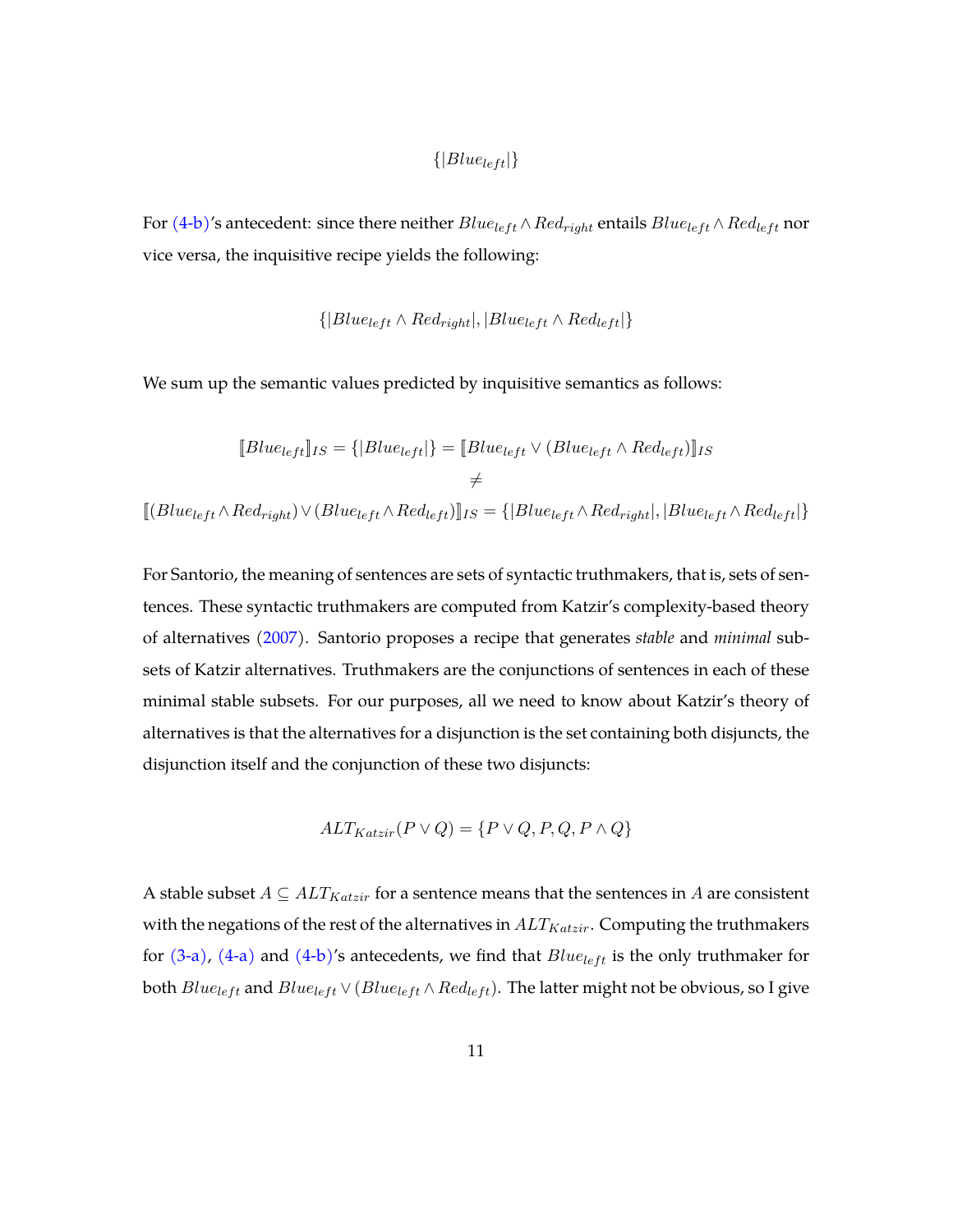$$\{|Blue_{left}|\}$$

For (4-b)'s antecedent: since there neither $Blue_{left} \wedge Red_{right}$ entails $Blue_{left} \wedge Red_{left}$ nor vice versa, the inquisitive recipe yields the following:

$$\{|Blue_{left} \wedge Red_{right}|, |Blue_{left} \wedge Red_{left}|\}$$

We sum up the semantic values predicted by inquisitive semantics as follows:

$$[\![Blue_{left}]\!]_{IS} = \{|Blue_{left}|\} = [\![Blue_{left} \vee (Blue_{left} \wedge Red_{left})]\!]_{IS}$$
$$\neq$$
$$[\![(Blue_{left} \wedge Red_{right}) \vee (Blue_{left} \wedge Red_{left})]\!]_{IS} = \{|Blue_{left} \wedge Red_{right}|, |Blue_{left} \wedge Red_{left}|\}$$

For Santorio, the meaning of sentences are sets of syntactic truthmakers, that is, sets of sentences. These syntactic truthmakers are computed from Katzir's complexity-based theory of alternatives (2007). Santorio proposes a recipe that generates *stable* and *minimal* subsets of Katzir alternatives. Truthmakers are the conjunctions of sentences in each of these minimal stable subsets. For our purposes, all we need to know about Katzir's theory of alternatives is that the alternatives for a disjunction is the set containing both disjuncts, the disjunction itself and the conjunction of these two disjuncts:

$$ALT_{Katzir}(P \vee Q) = \{P \vee Q, P, Q, P \wedge Q\}$$

A stable subset $A \subseteq ALT_{Katzir}$ for a sentence means that the sentences in $A$ are consistent with the negations of the rest of the alternatives in $ALT_{Katzir}$. Computing the truthmakers for (3-a), (4-a) and (4-b)'s antecedents, we find that $Blue_{left}$ is the only truthmaker for both $Blue_{left}$ and $Blue_{left} \vee (Blue_{left} \wedge Red_{left})$. The latter might not be obvious, so I give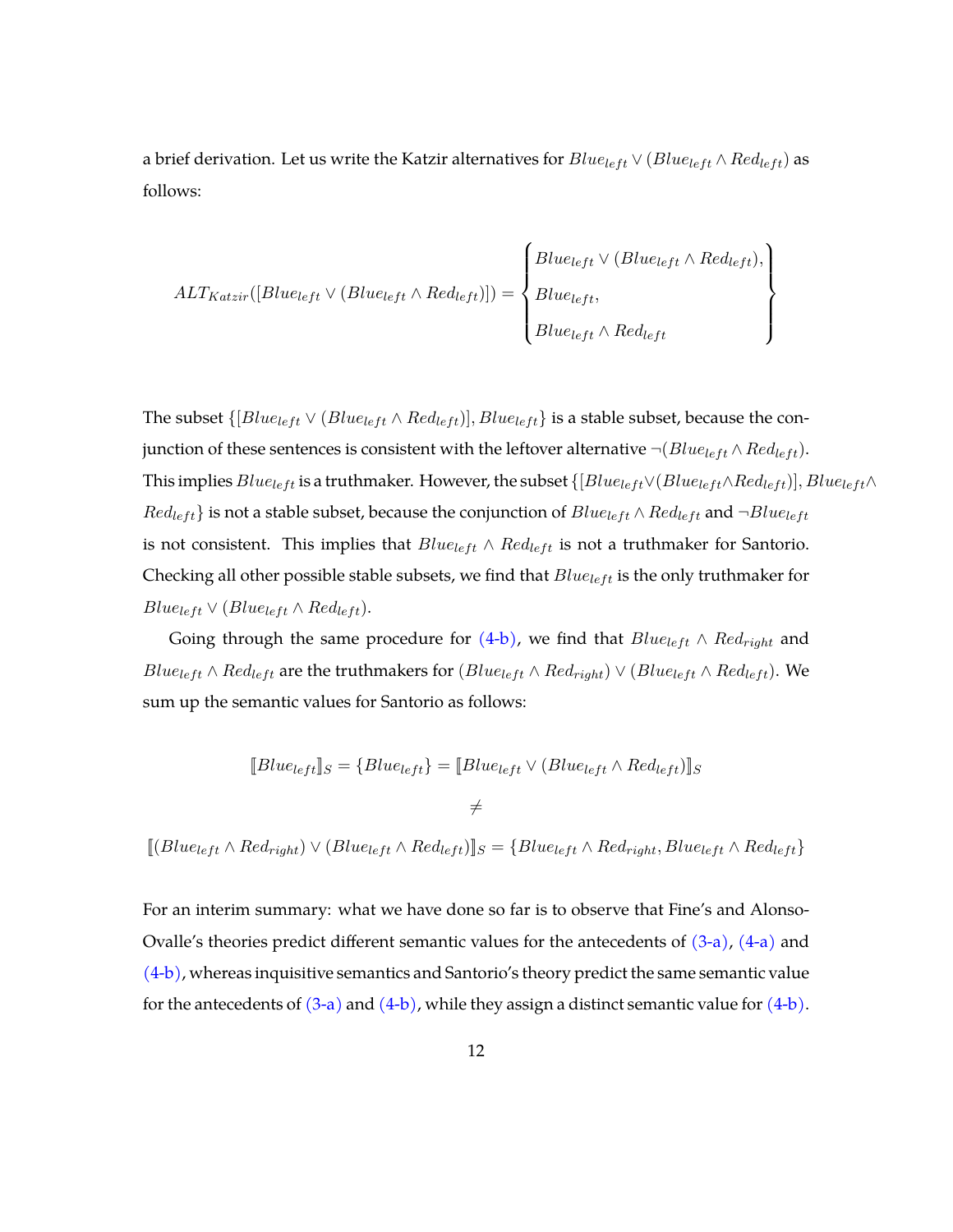a brief derivation. Let us write the Katzir alternatives for $Blue_{left} \vee (Blue_{left} \wedge Red_{left})$ as follows:

$$ALT_{Katzir}([Blue_{left} \vee (Blue_{left} \wedge Red_{left})]) = \begin{Bmatrix} Blue_{left} \vee (Blue_{left} \wedge Red_{left}), \\ Blue_{left}, \\ Blue_{left} \wedge Red_{left} \end{Bmatrix}$$

The subset $\{[Blue_{left} \vee (Blue_{left} \wedge Red_{left})], Blue_{left}\}$ is a stable subset, because the conjunction of these sentences is consistent with the leftover alternative $\neg(Blue_{left} \wedge Red_{left})$. This implies $Blue_{left}$ is a truthmaker. However, the subset $\{[Blue_{left} \vee (Blue_{left} \wedge Red_{left})], Blue_{left} \wedge Red_{left}\}$ is not a stable subset, because the conjunction of $Blue_{left} \wedge Red_{left}$ and $\neg Blue_{left}$ is not consistent. This implies that $Blue_{left} \wedge Red_{left}$ is not a truthmaker for Santorio. Checking all other possible stable subsets, we find that $Blue_{left}$ is the only truthmaker for $Blue_{left} \vee (Blue_{left} \wedge Red_{left})$.

Going through the same procedure for (4-b), we find that $Blue_{left} \wedge Red_{right}$ and $Blue_{left} \wedge Red_{left}$ are the truthmakers for $(Blue_{left} \wedge Red_{right}) \vee (Blue_{left} \wedge Red_{left})$. We sum up the semantic values for Santorio as follows:

$$[\![Blue_{left}]\!]_S = \{Blue_{left}\} = [\![Blue_{left} \vee (Blue_{left} \wedge Red_{left})]\!]_S$$

$$\neq$$

$$[\![(Blue_{left} \wedge Red_{right}) \vee (Blue_{left} \wedge Red_{left})]\!]_S = \{Blue_{left} \wedge Red_{right}, Blue_{left} \wedge Red_{left}\}$$

For an interim summary: what we have done so far is to observe that Fine's and Alonso-Ovalle's theories predict different semantic values for the antecedents of (3-a), (4-a) and (4-b), whereas inquisitive semantics and Santorio's theory predict the same semantic value for the antecedents of (3-a) and (4-b), while they assign a distinct semantic value for (4-b).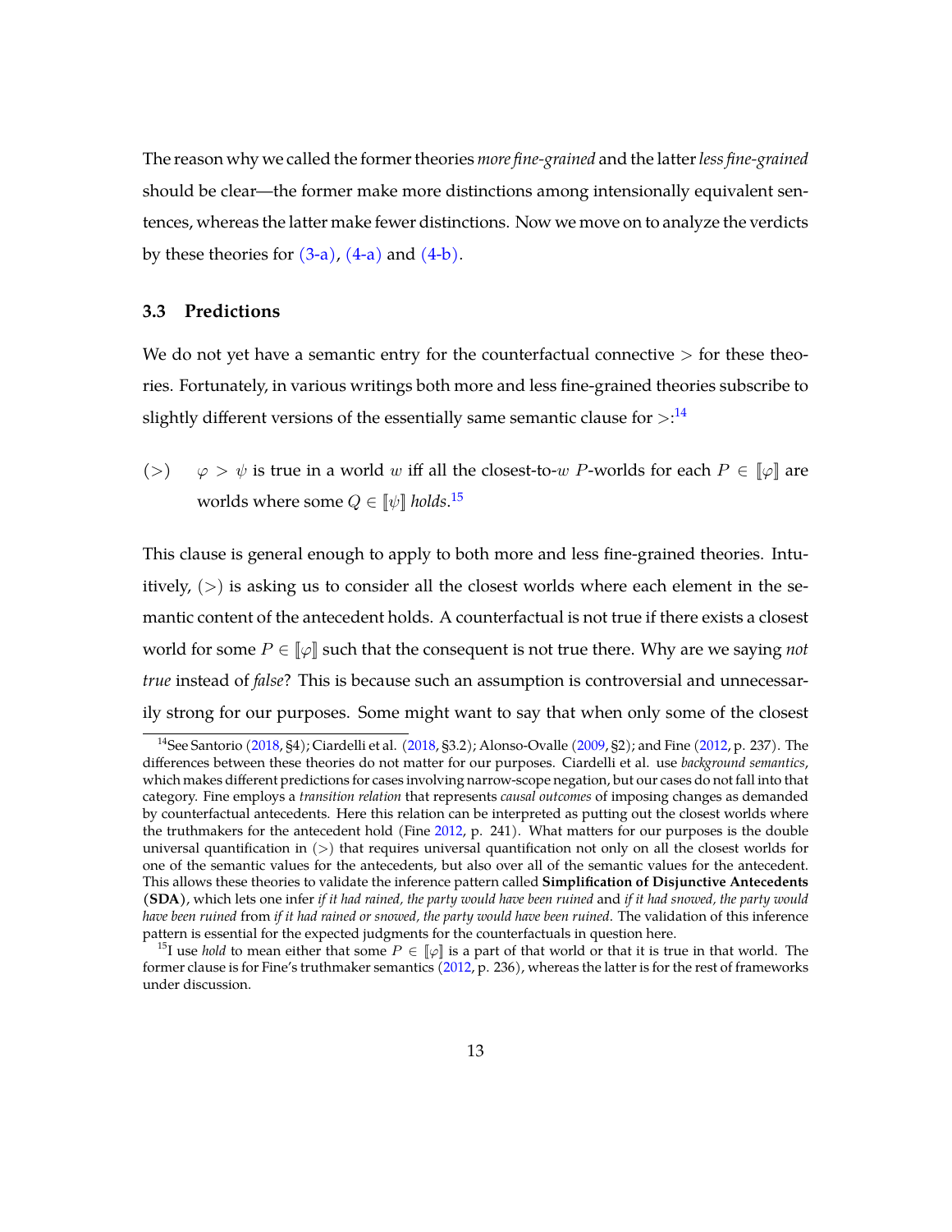The reason why we called the former theories *more fine-grained* and the latter *less fine-grained* should be clear—the former make more distinctions among intensionally equivalent sentences, whereas the latter make fewer distinctions. Now we move on to analyze the verdicts by these theories for (3-a), (4-a) and (4-b).

### 3.3 Predictions

We do not yet have a semantic entry for the counterfactual connective $>$ for these theories. Fortunately, in various writings both more and less fine-grained theories subscribe to slightly different versions of the essentially same semantic clause for $>$:[14]

($>$) $\varphi > \psi$ is true in a world $w$ iff all the closest-to-$w$ $P$-worlds for each $P \in [\![\varphi]\!]$ are worlds where some $Q \in [\![\psi]\!]$ *holds*.[15]

This clause is general enough to apply to both more and less fine-grained theories. Intuitively, ($>$) is asking us to consider all the closest worlds where each element in the semantic content of the antecedent holds. A counterfactual is not true if there exists a closest world for some $P \in [\![\varphi]\!]$ such that the consequent is not true there. Why are we saying *not true* instead of *false*? This is because such an assumption is controversial and unnecessarily strong for our purposes. Some might want to say that when only some of the closest

---

[14] See Santorio (2018, §4); Ciardelli et al. (2018, §3.2); Alonso-Ovalle (2009, §2); and Fine (2012, p. 237). The differences between these theories do not matter for our purposes. Ciardelli et al. use *background semantics*, which makes different predictions for cases involving narrow-scope negation, but our cases do not fall into that category. Fine employs a *transition relation* that represents *causal outcomes* of imposing changes as demanded by counterfactual antecedents. Here this relation can be interpreted as putting out the closest worlds where the truthmakers for the antecedent hold (Fine 2012, p. 241). What matters for our purposes is the double universal quantification in ($>$) that requires universal quantification not only on all the closest worlds for one of the semantic values for the antecedents, but also over all of the semantic values for the antecedent. This allows these theories to validate the inference pattern called **Simplification of Disjunctive Antecedents** (**SDA**), which lets one infer *if it had rained, the party would have been ruined* and *if it had snowed, the party would have been ruined* from *if it had rained or snowed, the party would have been ruined*. The validation of this inference pattern is essential for the expected judgments for the counterfactuals in question here.

[15] I use *hold* to mean either that some $P \in [\![\varphi]\!]$ is a part of that world or that it is true in that world. The former clause is for Fine's truthmaker semantics (2012, p. 236), whereas the latter is for the rest of frameworks under discussion.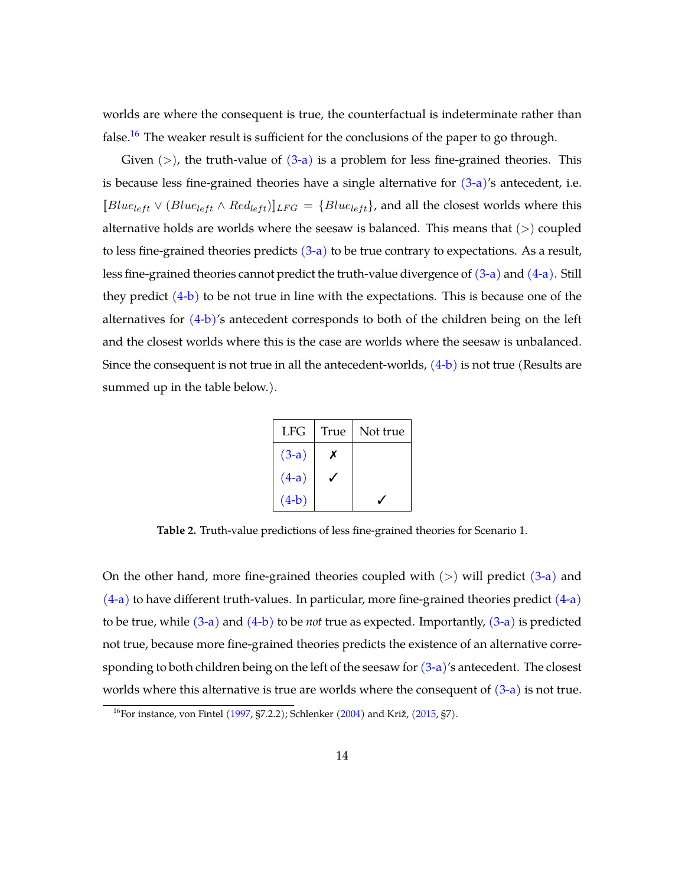worlds are where the consequent is true, the counterfactual is indeterminate rather than false.[16] The weaker result is sufficient for the conclusions of the paper to go through.

Given $(>)$, the truth-value of (3-a) is a problem for less fine-grained theories. This is because less fine-grained theories have a single alternative for (3-a)'s antecedent, i.e. $[\![Blue_{left} \vee (Blue_{left} \wedge Red_{left})]\!]_{LFG} = \{Blue_{left}\}$, and all the closest worlds where this alternative holds are worlds where the seesaw is balanced. This means that $(>)$ coupled to less fine-grained theories predicts (3-a) to be true contrary to expectations. As a result, less fine-grained theories cannot predict the truth-value divergence of (3-a) and (4-a). Still they predict (4-b) to be not true in line with the expectations. This is because one of the alternatives for (4-b)'s antecedent corresponds to both of the children being on the left and the closest worlds where this is the case are worlds where the seesaw is unbalanced. Since the consequent is not true in all the antecedent-worlds, (4-b) is not true (Results are summed up in the table below.).

| LFG | True | Not true |
|---|---|---|
| (3-a) | ✗ | |
| (4-a) | ✓ | |
| (4-b) | | ✓ |

**Table 2.** Truth-value predictions of less fine-grained theories for Scenario 1.

On the other hand, more fine-grained theories coupled with $(>)$ will predict (3-a) and (4-a) to have different truth-values. In particular, more fine-grained theories predict (4-a) to be true, while (3-a) and (4-b) to be *not* true as expected. Importantly, (3-a) is predicted not true, because more fine-grained theories predicts the existence of an alternative corresponding to both children being on the left of the seesaw for (3-a)'s antecedent. The closest worlds where this alternative is true are worlds where the consequent of (3-a) is not true.

[16] For instance, von Fintel (1997, §7.2.2); Schlenker (2004) and Križ, (2015, §7).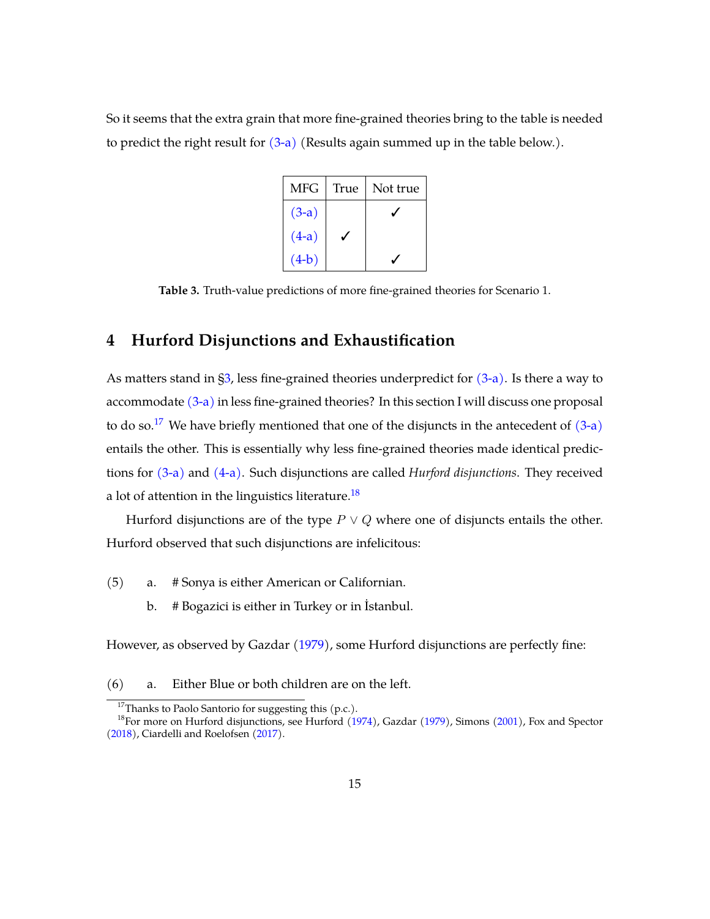So it seems that the extra grain that more fine-grained theories bring to the table is needed to predict the right result for (3-a) (Results again summed up in the table below.).

| MFG | True | Not true |
|---|---|---|
| (3-a) | | ✓ |
| (4-a) | ✓ | |
| (4-b) | | ✓ |

**Table 3.** Truth-value predictions of more fine-grained theories for Scenario 1.

## 4 Hurford Disjunctions and Exhaustification

As matters stand in §3, less fine-grained theories underpredict for (3-a). Is there a way to accommodate (3-a) in less fine-grained theories? In this section I will discuss one proposal to do so.[17] We have briefly mentioned that one of the disjuncts in the antecedent of (3-a) entails the other. This is essentially why less fine-grained theories made identical predictions for (3-a) and (4-a). Such disjunctions are called *Hurford disjunctions*. They received a lot of attention in the linguistics literature.[18]

Hurford disjunctions are of the type $P \vee Q$ where one of disjuncts entails the other. Hurford observed that such disjunctions are infelicitous:

(5) a. # Sonya is either American or Californian.

b. # Bogazici is either in Turkey or in İstanbul.

However, as observed by Gazdar (1979), some Hurford disjunctions are perfectly fine:

(6) a. Either Blue or both children are on the left.

[17] Thanks to Paolo Santorio for suggesting this (p.c.).

[18] For more on Hurford disjunctions, see Hurford (1974), Gazdar (1979), Simons (2001), Fox and Spector (2018), Ciardelli and Roelofsen (2017).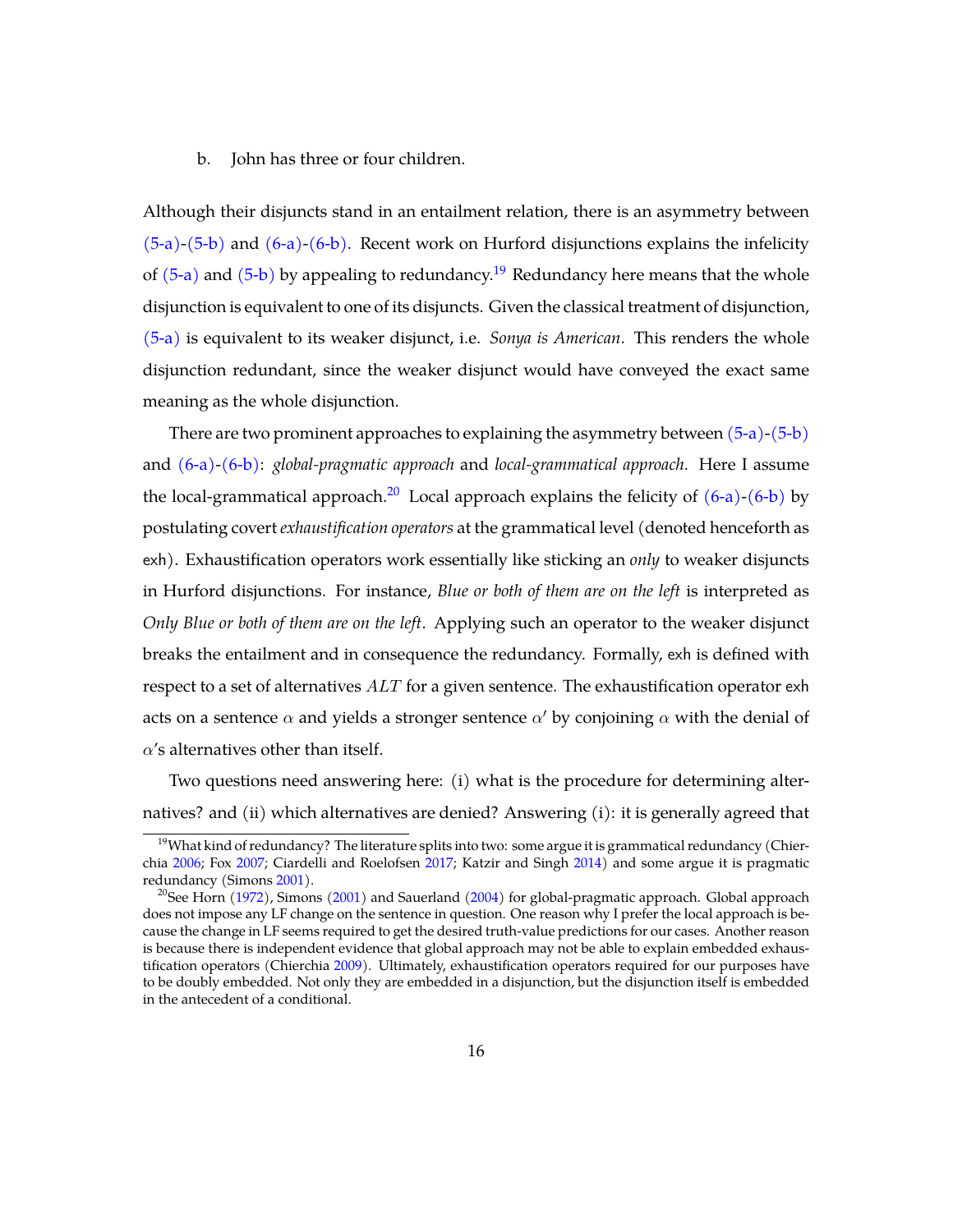b. John has three or four children.

Although their disjuncts stand in an entailment relation, there is an asymmetry between (5-a)-(5-b) and (6-a)-(6-b). Recent work on Hurford disjunctions explains the infelicity of (5-a) and (5-b) by appealing to redundancy.[19] Redundancy here means that the whole disjunction is equivalent to one of its disjuncts. Given the classical treatment of disjunction, (5-a) is equivalent to its weaker disjunct, i.e. *Sonya is American*. This renders the whole disjunction redundant, since the weaker disjunct would have conveyed the exact same meaning as the whole disjunction.

There are two prominent approaches to explaining the asymmetry between (5-a)-(5-b) and (6-a)-(6-b): *global-pragmatic approach* and *local-grammatical approach*. Here I assume the local-grammatical approach.[20] Local approach explains the felicity of (6-a)-(6-b) by postulating covert *exhaustification operators* at the grammatical level (denoted henceforth as exh). Exhaustification operators work essentially like sticking an *only* to weaker disjuncts in Hurford disjunctions. For instance, *Blue or both of them are on the left* is interpreted as *Only Blue or both of them are on the left*. Applying such an operator to the weaker disjunct breaks the entailment and in consequence the redundancy. Formally, exh is defined with respect to a set of alternatives $ALT$ for a given sentence. The exhaustification operator exh acts on a sentence $\alpha$ and yields a stronger sentence $\alpha'$ by conjoining $\alpha$ with the denial of $\alpha$'s alternatives other than itself.

Two questions need answering here: (i) what is the procedure for determining alternatives? and (ii) which alternatives are denied? Answering (i): it is generally agreed that

[19] What kind of redundancy? The literature splits into two: some argue it is grammatical redundancy (Chierchia 2006; Fox 2007; Ciardelli and Roelofsen 2017; Katzir and Singh 2014) and some argue it is pragmatic redundancy (Simons 2001).

[20] See Horn (1972), Simons (2001) and Sauerland (2004) for global-pragmatic approach. Global approach does not impose any LF change on the sentence in question. One reason why I prefer the local approach is because the change in LF seems required to get the desired truth-value predictions for our cases. Another reason is because there is independent evidence that global approach may not be able to explain embedded exhaustification operators (Chierchia 2009). Ultimately, exhaustification operators required for our purposes have to be doubly embedded. Not only they are embedded in a disjunction, but the disjunction itself is embedded in the antecedent of a conditional.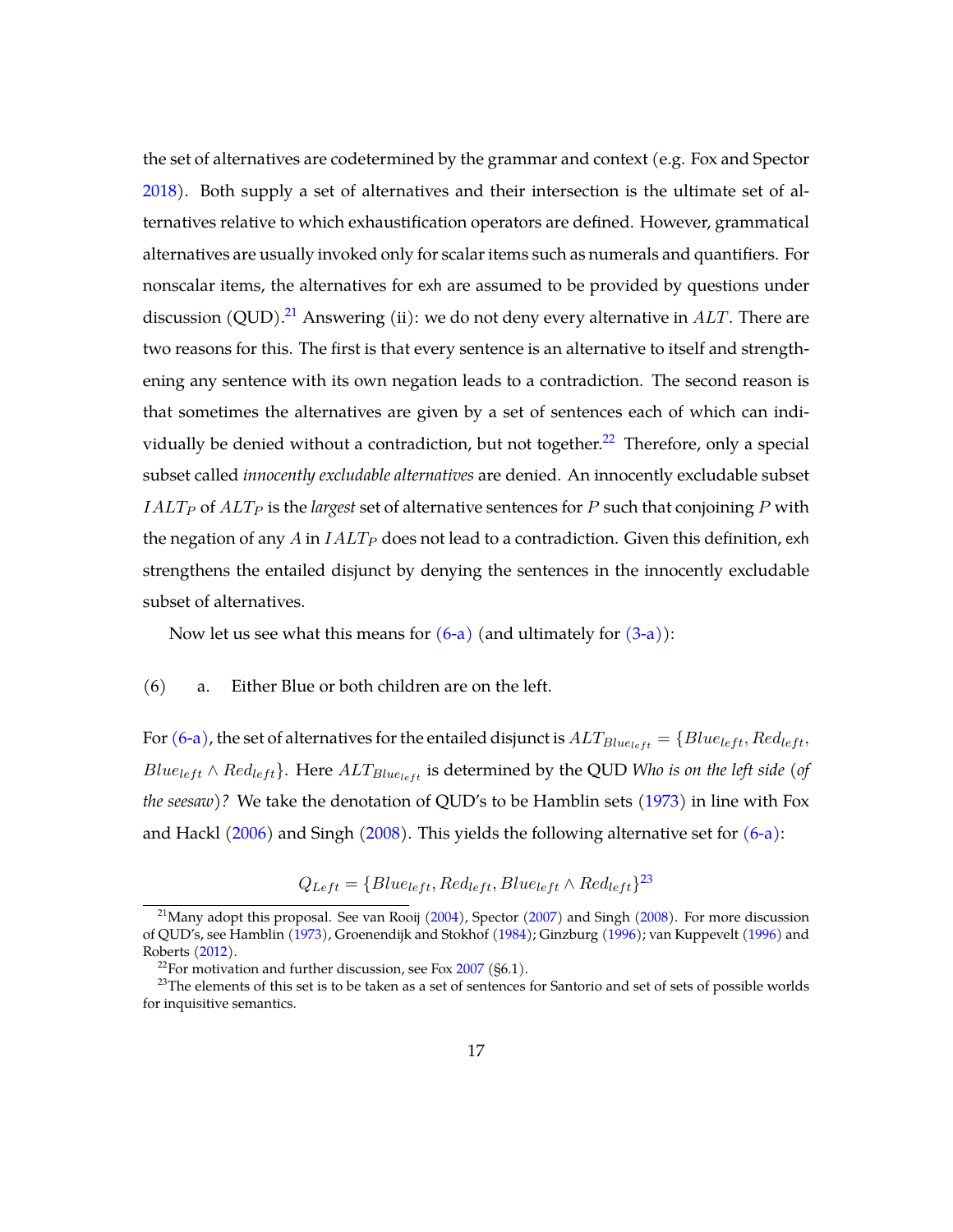the set of alternatives are codetermined by the grammar and context (e.g. Fox and Spector 2018). Both supply a set of alternatives and their intersection is the ultimate set of alternatives relative to which exhaustification operators are defined. However, grammatical alternatives are usually invoked only for scalar items such as numerals and quantifiers. For nonscalar items, the alternatives for exh are assumed to be provided by questions under discussion (QUD).[21] Answering (ii): we do not deny every alternative in $ALT$. There are two reasons for this. The first is that every sentence is an alternative to itself and strengthening any sentence with its own negation leads to a contradiction. The second reason is that sometimes the alternatives are given by a set of sentences each of which can individually be denied without a contradiction, but not together.[22] Therefore, only a special subset called *innocently excludable alternatives* are denied. An innocently excludable subset $IALT_P$ of $ALT_P$ is the *largest* set of alternative sentences for $P$ such that conjoining $P$ with the negation of any $A$ in $IALT_P$ does not lead to a contradiction. Given this definition, exh strengthens the entailed disjunct by denying the sentences in the innocently excludable subset of alternatives.

Now let us see what this means for (6-a) (and ultimately for (3-a)):

(6) a. Either Blue or both children are on the left.

For (6-a), the set of alternatives for the entailed disjunct is $ALT_{Blue_{left}} = \{Blue_{left}, Red_{left}, Blue_{left} \wedge Red_{left}\}$. Here $ALT_{Blue_{left}}$ is determined by the QUD *Who is on the left side (of the seesaw)?* We take the denotation of QUD's to be Hamblin sets (1973) in line with Fox and Hackl (2006) and Singh (2008). This yields the following alternative set for (6-a):

$$Q_{Left} = \{Blue_{left}, Red_{left}, Blue_{left} \wedge Red_{left}\}^{23}$$

[21] Many adopt this proposal. See van Rooij (2004), Spector (2007) and Singh (2008). For more discussion of QUD's, see Hamblin (1973), Groenendijk and Stokhof (1984); Ginzburg (1996); van Kuppevelt (1996) and Roberts (2012).

[22] For motivation and further discussion, see Fox 2007 (§6.1).

[23] The elements of this set is to be taken as a set of sentences for Santorio and set of sets of possible worlds for inquisitive semantics.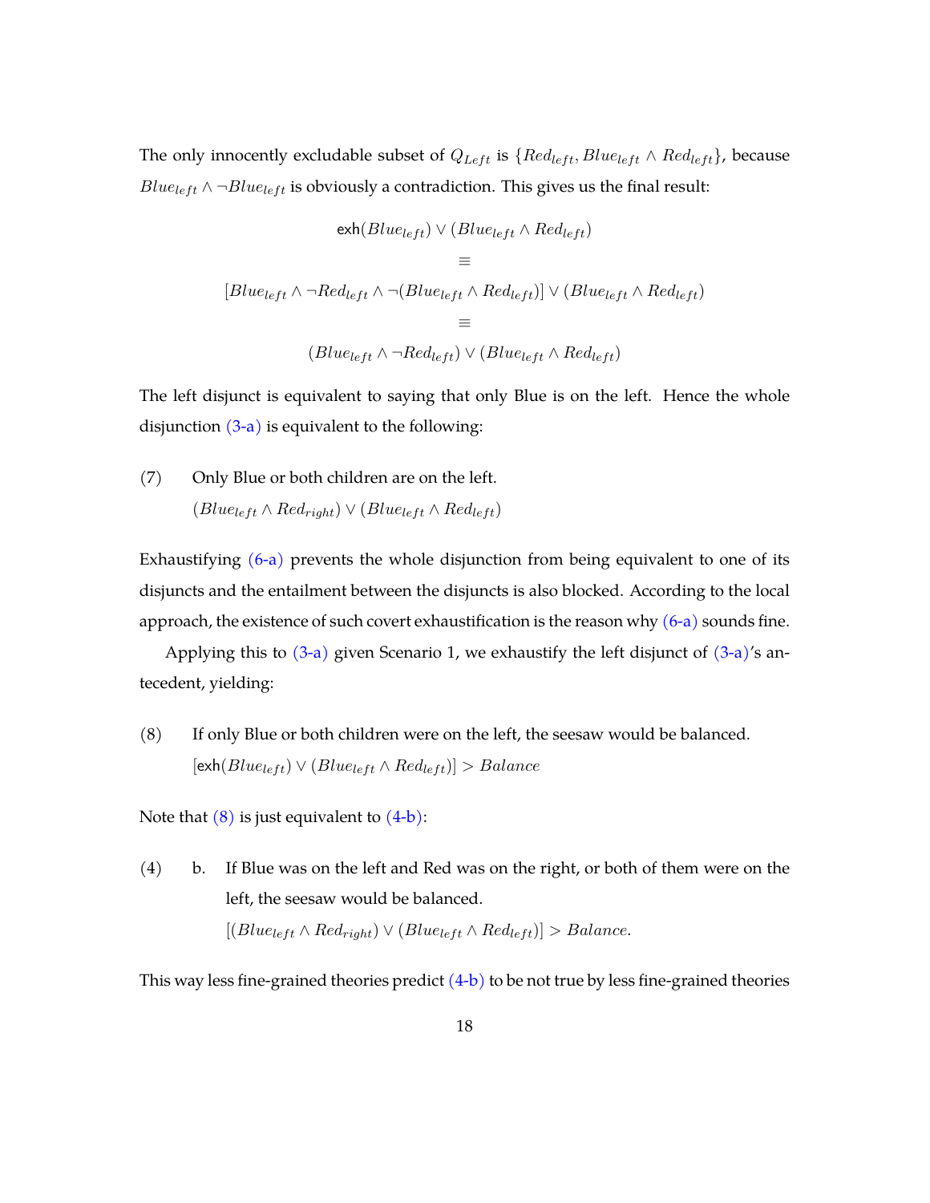The only innocently excludable subset of $Q_{Left}$ is $\{Red_{left}, Blue_{left} \wedge Red_{left}\}$, because $Blue_{left} \wedge \neg Blue_{left}$ is obviously a contradiction. This gives us the final result:

$$\mathsf{exh}(Blue_{left}) \vee (Blue_{left} \wedge Red_{left})$$
$$\equiv$$
$$[Blue_{left} \wedge \neg Red_{left} \wedge \neg(Blue_{left} \wedge Red_{left})] \vee (Blue_{left} \wedge Red_{left})$$
$$\equiv$$
$$(Blue_{left} \wedge \neg Red_{left}) \vee (Blue_{left} \wedge Red_{left})$$

The left disjunct is equivalent to saying that only Blue is on the left. Hence the whole disjunction (3-a) is equivalent to the following:

(7) Only Blue or both children are on the left.
$(Blue_{left} \wedge Red_{right}) \vee (Blue_{left} \wedge Red_{left})$

Exhaustifying (6-a) prevents the whole disjunction from being equivalent to one of its disjuncts and the entailment between the disjuncts is also blocked. According to the local approach, the existence of such covert exhaustification is the reason why (6-a) sounds fine.

Applying this to (3-a) given Scenario 1, we exhaustify the left disjunct of (3-a)'s antecedent, yielding:

(8) If only Blue or both children were on the left, the seesaw would be balanced.
$[\mathsf{exh}(Blue_{left}) \vee (Blue_{left} \wedge Red_{left})] > Balance$

Note that (8) is just equivalent to (4-b):

(4) b. If Blue was on the left and Red was on the right, or both of them were on the left, the seesaw would be balanced.
$[(Blue_{left} \wedge Red_{right}) \vee (Blue_{left} \wedge Red_{left})] > Balance.$

This way less fine-grained theories predict (4-b) to be not true by less fine-grained theories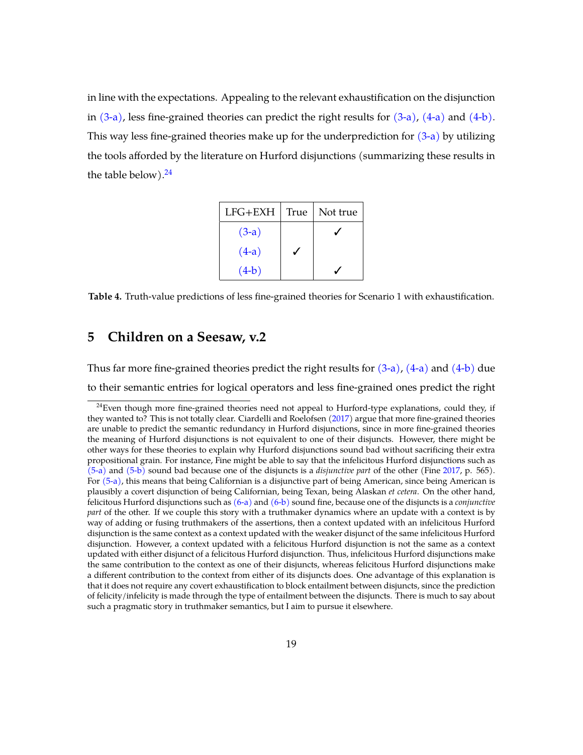in line with the expectations. Appealing to the relevant exhaustification on the disjunction in (3-a), less fine-grained theories can predict the right results for (3-a), (4-a) and (4-b). This way less fine-grained theories make up for the underprediction for (3-a) by utilizing the tools afforded by the literature on Hurford disjunctions (summarizing these results in the table below).[24]

| LFG+EXH | True | Not true |
|---|---|---|
| (3-a) | | ✓ |
| (4-a) | ✓ | |
| (4-b) | | ✓ |

**Table 4.** Truth-value predictions of less fine-grained theories for Scenario 1 with exhaustification.

## 5 Children on a Seesaw, v.2

Thus far more fine-grained theories predict the right results for (3-a), (4-a) and (4-b) due to their semantic entries for logical operators and less fine-grained ones predict the right

[24]Even though more fine-grained theories need not appeal to Hurford-type explanations, could they, if they wanted to? This is not totally clear. Ciardelli and Roelofsen (2017) argue that more fine-grained theories are unable to predict the semantic redundancy in Hurford disjunctions, since in more fine-grained theories the meaning of Hurford disjunctions is not equivalent to one of their disjuncts. However, there might be other ways for these theories to explain why Hurford disjunctions sound bad without sacrificing their extra propositional grain. For instance, Fine might be able to say that the infelicitous Hurford disjunctions such as (5-a) and (5-b) sound bad because one of the disjuncts is a *disjunctive part* of the other (Fine 2017, p. 565). For (5-a), this means that being Californian is a disjunctive part of being American, since being American is plausibly a covert disjunction of being Californian, being Texan, being Alaskan *et cetera*. On the other hand, felicitous Hurford disjunctions such as (6-a) and (6-b) sound fine, because one of the disjuncts is a *conjunctive part* of the other. If we couple this story with a truthmaker dynamics where an update with a context is by way of adding or fusing truthmakers of the assertions, then a context updated with an infelicitous Hurford disjunction is the same context as a context updated with the weaker disjunct of the same infelicitous Hurford disjunction. However, a context updated with a felicitous Hurford disjunction is not the same as a context updated with either disjunct of a felicitous Hurford disjunction. Thus, infelicitous Hurford disjunctions make the same contribution to the context as one of their disjuncts, whereas felicitous Hurford disjunctions make a different contribution to the context from either of its disjuncts does. One advantage of this explanation is that it does not require any covert exhaustification to block entailment between disjuncts, since the prediction of felicity/infelicity is made through the type of entailment between the disjuncts. There is much to say about such a pragmatic story in truthmaker semantics, but I aim to pursue it elsewhere.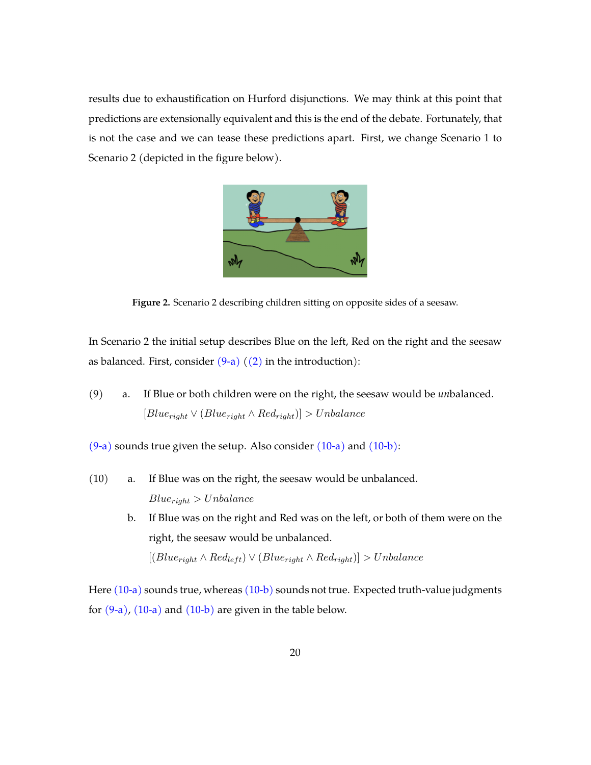results due to exhaustification on Hurford disjunctions. We may think at this point that predictions are extensionally equivalent and this is the end of the debate. Fortunately, that is not the case and we can tease these predictions apart. First, we change Scenario 1 to Scenario 2 (depicted in the figure below).

**Figure 2.** Scenario 2 describing children sitting on opposite sides of a seesaw.

In Scenario 2 the initial setup describes Blue on the left, Red on the right and the seesaw as balanced. First, consider (9-a) ((2) in the introduction):

(9) a. If Blue or both children were on the right, the seesaw would be *un*balanced.
$[Blue_{right} \vee (Blue_{right} \wedge Red_{right})] > Unbalance$

(9-a) sounds true given the setup. Also consider (10-a) and (10-b):

(10) a. If Blue was on the right, the seesaw would be unbalanced.
$Blue_{right} > Unbalance$

b. If Blue was on the right and Red was on the left, or both of them were on the right, the seesaw would be unbalanced.
$[(Blue_{right} \wedge Red_{left}) \vee (Blue_{right} \wedge Red_{right})] > Unbalance$

Here (10-a) sounds true, whereas (10-b) sounds not true. Expected truth-value judgments for (9-a), (10-a) and (10-b) are given in the table below.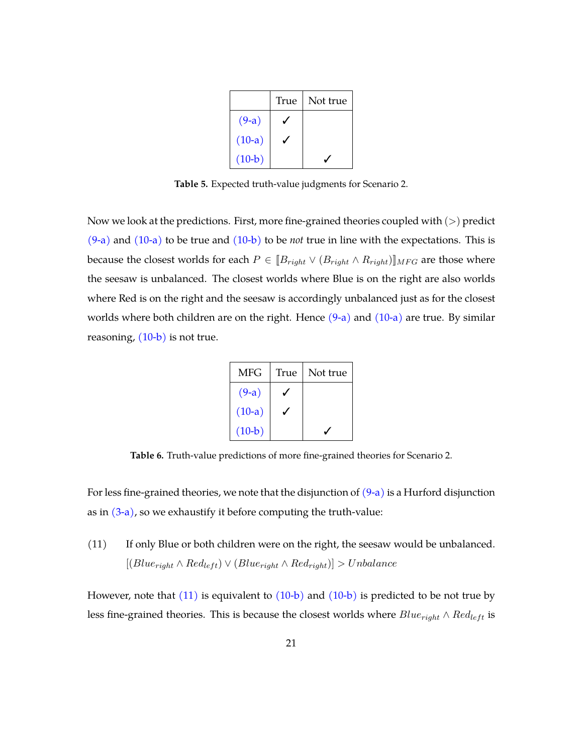|  | True | Not true |
|---|---|---|
| (9-a) | ✓ |  |
| (10-a) | ✓ |  |
| (10-b) |  | ✓ |

**Table 5.** Expected truth-value judgments for Scenario 2.

Now we look at the predictions. First, more fine-grained theories coupled with ($>$) predict (9-a) and (10-a) to be true and (10-b) to be *not* true in line with the expectations. This is because the closest worlds for each $P \in [\![B_{right} \vee (B_{right} \wedge R_{right})]\!]_{MFG}$ are those where the seesaw is unbalanced. The closest worlds where Blue is on the right are also worlds where Red is on the right and the seesaw is accordingly unbalanced just as for the closest worlds where both children are on the right. Hence (9-a) and (10-a) are true. By similar reasoning, (10-b) is not true.

| MFG | True | Not true |
|---|---|---|
| (9-a) | ✓ |  |
| (10-a) | ✓ |  |
| (10-b) |  | ✓ |

**Table 6.** Truth-value predictions of more fine-grained theories for Scenario 2.

For less fine-grained theories, we note that the disjunction of (9-a) is a Hurford disjunction as in (3-a), so we exhaustify it before computing the truth-value:

(11) If only Blue or both children were on the right, the seesaw would be unbalanced.
$[(Blue_{right} \wedge Red_{left}) \vee (Blue_{right} \wedge Red_{right})] > Unbalance$

However, note that (11) is equivalent to (10-b) and (10-b) is predicted to be not true by less fine-grained theories. This is because the closest worlds where $Blue_{right} \wedge Red_{left}$ is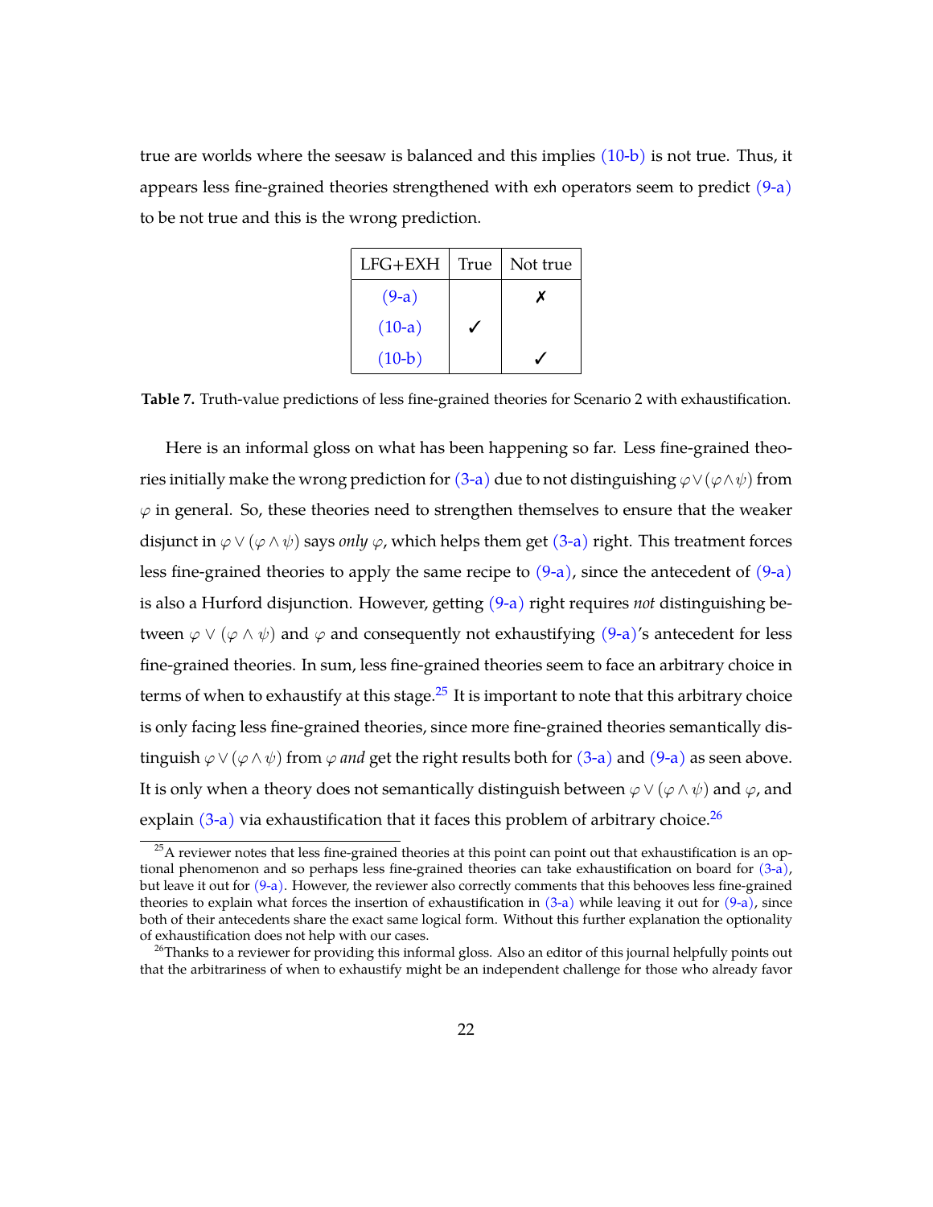true are worlds where the seesaw is balanced and this implies (10-b) is not true. Thus, it appears less fine-grained theories strengthened with exh operators seem to predict (9-a) to be not true and this is the wrong prediction.

| LFG+EXH | True | Not true |
|---|---|---|
| (9-a) | | ✗ |
| (10-a) | ✓ | |
| (10-b) | | ✓ |

**Table 7.** Truth-value predictions of less fine-grained theories for Scenario 2 with exhaustification.

Here is an informal gloss on what has been happening so far. Less fine-grained theories initially make the wrong prediction for (3-a) due to not distinguishing $\varphi \vee (\varphi \wedge \psi)$ from $\varphi$ in general. So, these theories need to strengthen themselves to ensure that the weaker disjunct in $\varphi \vee (\varphi \wedge \psi)$ says *only* $\varphi$, which helps them get (3-a) right. This treatment forces less fine-grained theories to apply the same recipe to (9-a), since the antecedent of (9-a) is also a Hurford disjunction. However, getting (9-a) right requires *not* distinguishing between $\varphi \vee (\varphi \wedge \psi)$ and $\varphi$ and consequently not exhaustifying (9-a)'s antecedent for less fine-grained theories. In sum, less fine-grained theories seem to face an arbitrary choice in terms of when to exhaustify at this stage.[25] It is important to note that this arbitrary choice is only facing less fine-grained theories, since more fine-grained theories semantically distinguish $\varphi \vee (\varphi \wedge \psi)$ from $\varphi$ *and* get the right results both for (3-a) and (9-a) as seen above. It is only when a theory does not semantically distinguish between $\varphi \vee (\varphi \wedge \psi)$ and $\varphi$, and explain (3-a) via exhaustification that it faces this problem of arbitrary choice.[26]

[25] A reviewer notes that less fine-grained theories at this point can point out that exhaustification is an optional phenomenon and so perhaps less fine-grained theories can take exhaustification on board for (3-a), but leave it out for (9-a). However, the reviewer also correctly comments that this behooves less fine-grained theories to explain what forces the insertion of exhaustification in (3-a) while leaving it out for (9-a), since both of their antecedents share the exact same logical form. Without this further explanation the optionality of exhaustification does not help with our cases.

[26] Thanks to a reviewer for providing this informal gloss. Also an editor of this journal helpfully points out that the arbitrariness of when to exhaustify might be an independent challenge for those who already favor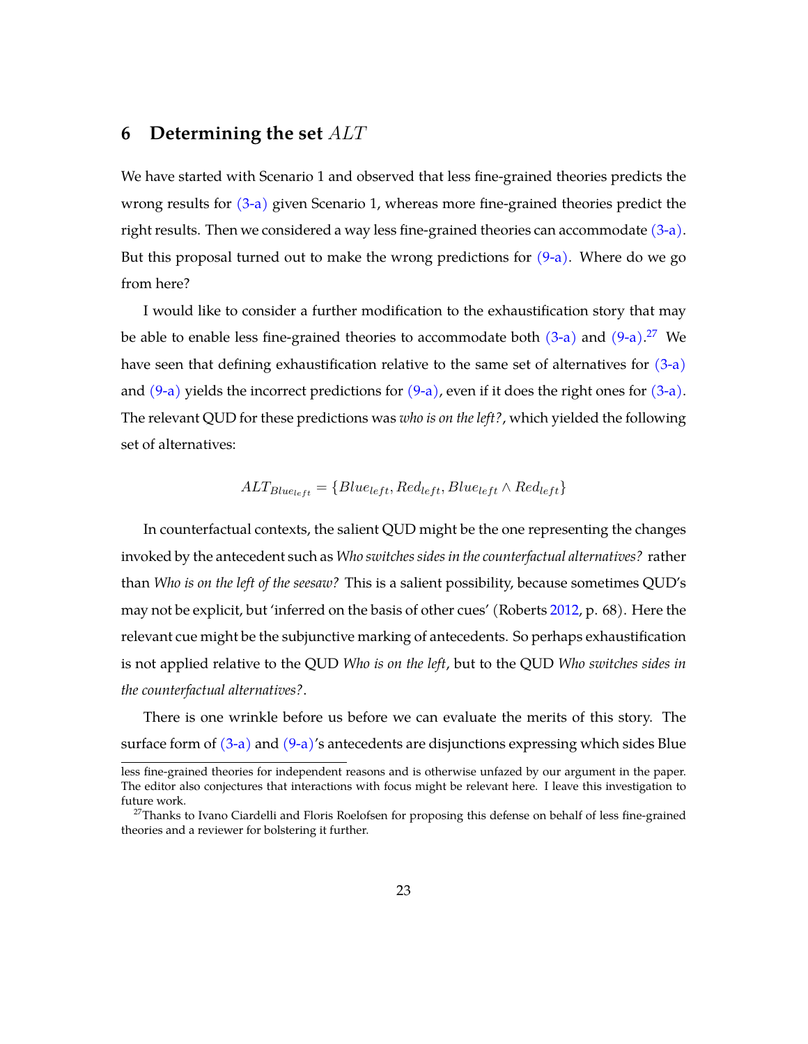## 6 Determining the set $ALT$

We have started with Scenario 1 and observed that less fine-grained theories predicts the wrong results for (3-a) given Scenario 1, whereas more fine-grained theories predict the right results. Then we considered a way less fine-grained theories can accommodate (3-a). But this proposal turned out to make the wrong predictions for (9-a). Where do we go from here?

I would like to consider a further modification to the exhaustification story that may be able to enable less fine-grained theories to accommodate both (3-a) and (9-a).[27] We have seen that defining exhaustification relative to the same set of alternatives for (3-a) and (9-a) yields the incorrect predictions for (9-a), even if it does the right ones for (3-a). The relevant QUD for these predictions was *who is on the left?*, which yielded the following set of alternatives:

$$ALT_{Blue_{left}} = \{Blue_{left}, Red_{left}, Blue_{left} \wedge Red_{left}\}$$

In counterfactual contexts, the salient QUD might be the one representing the changes invoked by the antecedent such as *Who switches sides in the counterfactual alternatives?* rather than *Who is on the left of the seesaw?* This is a salient possibility, because sometimes QUD's may not be explicit, but 'inferred on the basis of other cues' (Roberts 2012, p. 68). Here the relevant cue might be the subjunctive marking of antecedents. So perhaps exhaustification is not applied relative to the QUD *Who is on the left*, but to the QUD *Who switches sides in the counterfactual alternatives?*.

There is one wrinkle before us before we can evaluate the merits of this story. The surface form of (3-a) and (9-a)'s antecedents are disjunctions expressing which sides Blue

less fine-grained theories for independent reasons and is otherwise unfazed by our argument in the paper. The editor also conjectures that interactions with focus might be relevant here. I leave this investigation to future work.

[27] Thanks to Ivano Ciardelli and Floris Roelofsen for proposing this defense on behalf of less fine-grained theories and a reviewer for bolstering it further.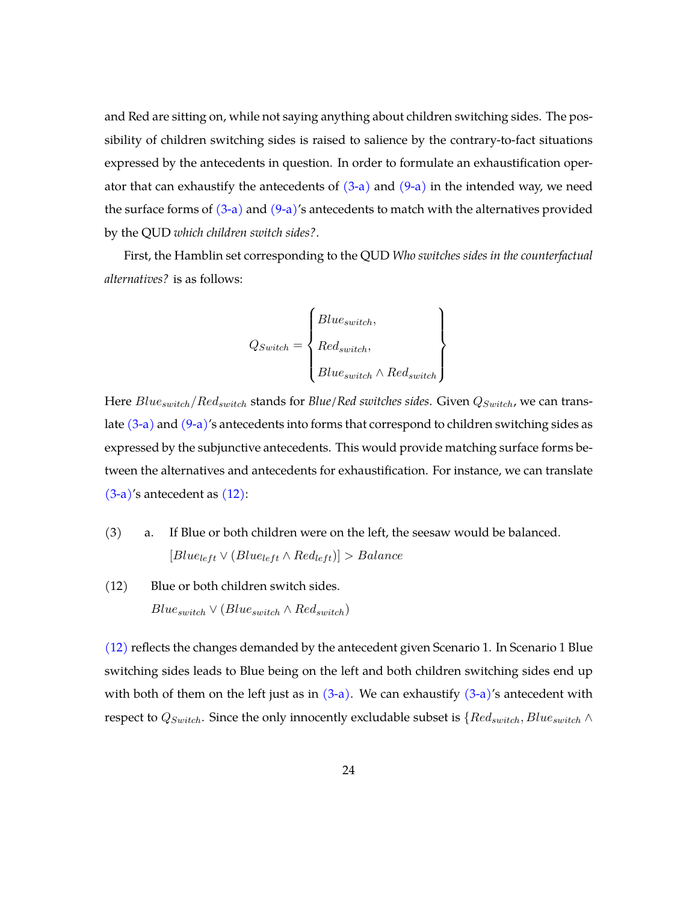and Red are sitting on, while not saying anything about children switching sides. The possibility of children switching sides is raised to salience by the contrary-to-fact situations expressed by the antecedents in question. In order to formulate an exhaustification operator that can exhaustify the antecedents of (3-a) and (9-a) in the intended way, we need the surface forms of (3-a) and (9-a)'s antecedents to match with the alternatives provided by the QUD *which children switch sides?*.

First, the Hamblin set corresponding to the QUD *Who switches sides in the counterfactual alternatives?* is as follows:

$$Q_{Switch} = \begin{Bmatrix} Blue_{switch}, \\ Red_{switch}, \\ Blue_{switch} \wedge Red_{switch} \end{Bmatrix}$$

Here $Blue_{switch}/Red_{switch}$ stands for *Blue/Red switches sides*. Given $Q_{Switch}$, we can translate (3-a) and (9-a)'s antecedents into forms that correspond to children switching sides as expressed by the subjunctive antecedents. This would provide matching surface forms between the alternatives and antecedents for exhaustification. For instance, we can translate (3-a)'s antecedent as (12):

(3) a. If Blue or both children were on the left, the seesaw would be balanced.
$[Blue_{left} \vee (Blue_{left} \wedge Red_{left})] > Balance$

(12) Blue or both children switch sides.
$Blue_{switch} \vee (Blue_{switch} \wedge Red_{switch})$

(12) reflects the changes demanded by the antecedent given Scenario 1. In Scenario 1 Blue switching sides leads to Blue being on the left and both children switching sides end up with both of them on the left just as in (3-a). We can exhaustify (3-a)'s antecedent with respect to $Q_{Switch}$. Since the only innocently excludable subset is $\{Red_{switch}, Blue_{switch} \wedge$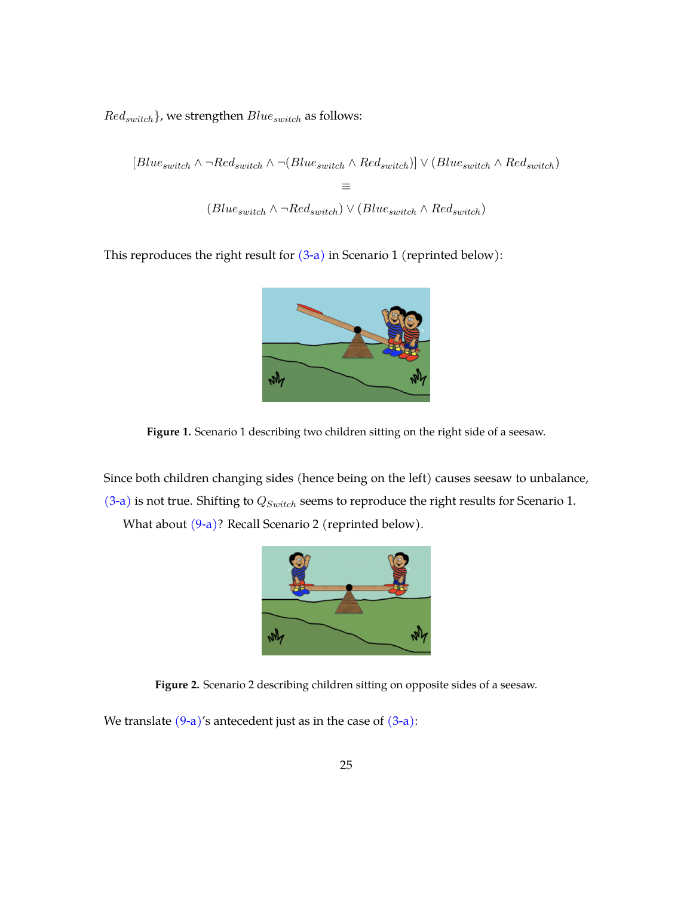$Red_{switch}\}$, we strengthen $Blue_{switch}$ as follows:

$$[Blue_{switch} \wedge \neg Red_{switch} \wedge \neg(Blue_{switch} \wedge Red_{switch})] \vee (Blue_{switch} \wedge Red_{switch})$$
$$\equiv$$
$$(Blue_{switch} \wedge \neg Red_{switch}) \vee (Blue_{switch} \wedge Red_{switch})$$

This reproduces the right result for (3-a) in Scenario 1 (reprinted below):

**Figure 1.** Scenario 1 describing two children sitting on the right side of a seesaw.

Since both children changing sides (hence being on the left) causes seesaw to unbalance, (3-a) is not true. Shifting to $Q_{Switch}$ seems to reproduce the right results for Scenario 1.

What about (9-a)? Recall Scenario 2 (reprinted below).

**Figure 2.** Scenario 2 describing children sitting on opposite sides of a seesaw.

We translate (9-a)'s antecedent just as in the case of (3-a):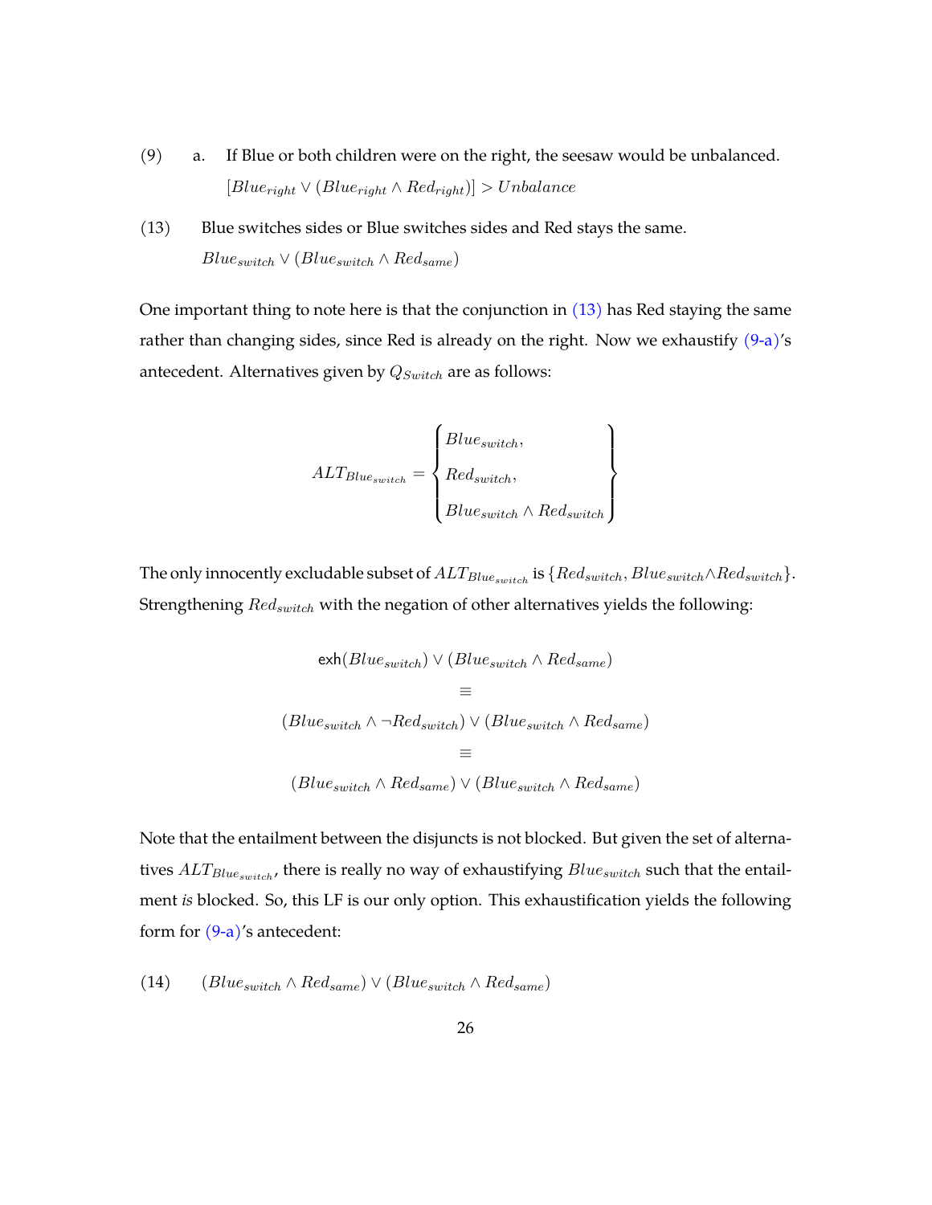(9) a. If Blue or both children were on the right, the seesaw would be unbalanced.
$[Blue_{right} \vee (Blue_{right} \wedge Red_{right})] > Unbalance$

(13) Blue switches sides or Blue switches sides and Red stays the same.
$Blue_{switch} \vee (Blue_{switch} \wedge Red_{same})$

One important thing to note here is that the conjunction in (13) has Red staying the same rather than changing sides, since Red is already on the right. Now we exhaustify (9-a)'s antecedent. Alternatives given by $Q_{Switch}$ are as follows:

$$ALT_{Blue_{switch}} = \begin{Bmatrix} Blue_{switch}, \\ Red_{switch}, \\ Blue_{switch} \wedge Red_{switch} \end{Bmatrix}$$

The only innocently excludable subset of $ALT_{Blue_{switch}}$ is $\{Red_{switch}, Blue_{switch} \wedge Red_{switch}\}$. Strengthening $Red_{switch}$ with the negation of other alternatives yields the following:

$$\begin{gathered} \mathsf{exh}(Blue_{switch}) \vee (Blue_{switch} \wedge Red_{same}) \\ \equiv \\ (Blue_{switch} \wedge \neg Red_{switch}) \vee (Blue_{switch} \wedge Red_{same}) \\ \equiv \\ (Blue_{switch} \wedge Red_{same}) \vee (Blue_{switch} \wedge Red_{same}) \end{gathered}$$

Note that the entailment between the disjuncts is not blocked. But given the set of alternatives $ALT_{Blue_{switch}}$, there is really no way of exhaustifying $Blue_{switch}$ such that the entailment *is* blocked. So, this LF is our only option. This exhaustification yields the following form for (9-a)'s antecedent:

(14) $(Blue_{switch} \wedge Red_{same}) \vee (Blue_{switch} \wedge Red_{same})$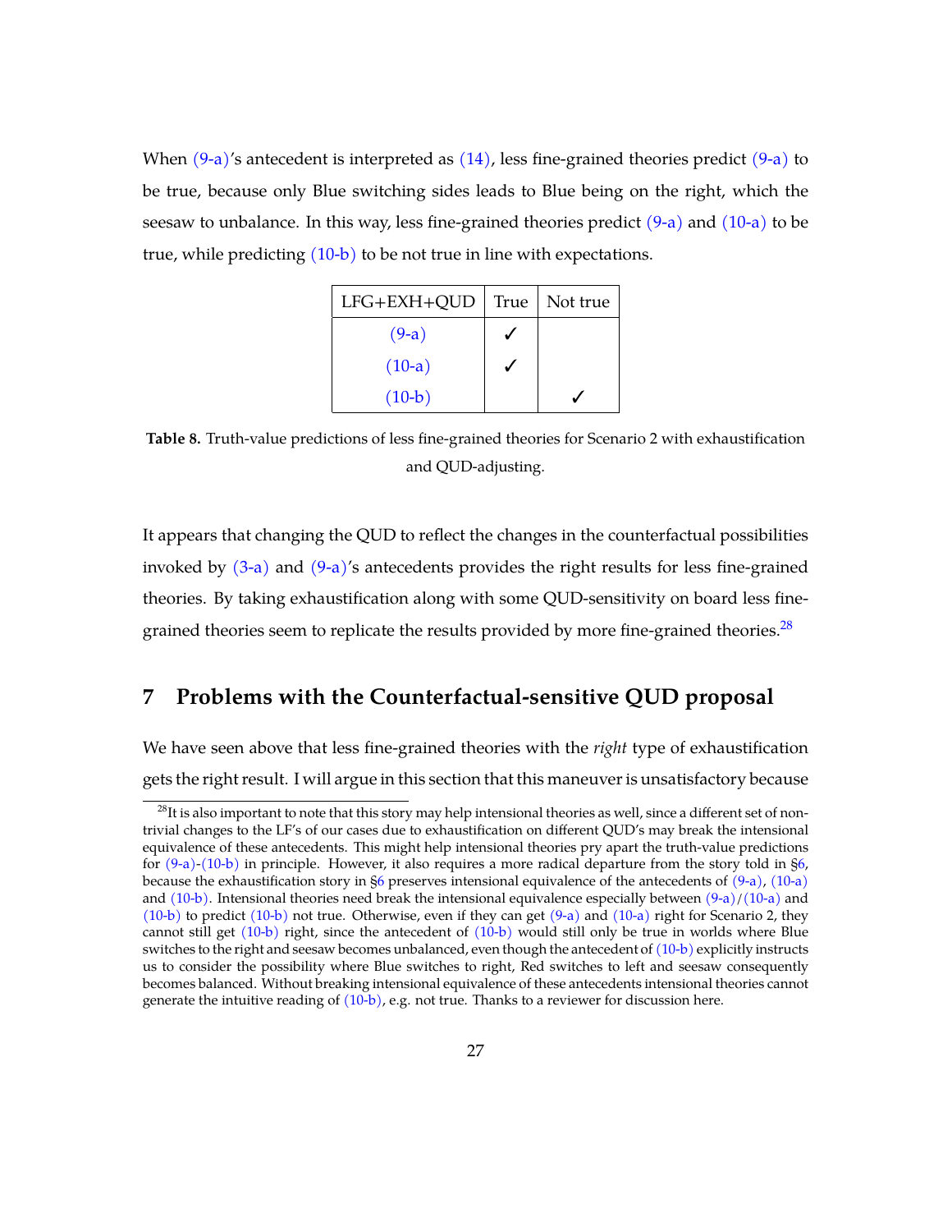When (9-a)'s antecedent is interpreted as (14), less fine-grained theories predict (9-a) to be true, because only Blue switching sides leads to Blue being on the right, which the seesaw to unbalance. In this way, less fine-grained theories predict (9-a) and (10-a) to be true, while predicting (10-b) to be not true in line with expectations.

| LFG+EXH+QUD | True | Not true |
|---|---|---|
| (9-a) | ✓ | |
| (10-a) | ✓ | |
| (10-b) | | ✓ |

**Table 8.** Truth-value predictions of less fine-grained theories for Scenario 2 with exhaustification and QUD-adjusting.

It appears that changing the QUD to reflect the changes in the counterfactual possibilities invoked by (3-a) and (9-a)'s antecedents provides the right results for less fine-grained theories. By taking exhaustification along with some QUD-sensitivity on board less fine-grained theories seem to replicate the results provided by more fine-grained theories.[28]

## 7 Problems with the Counterfactual-sensitive QUD proposal

We have seen above that less fine-grained theories with the *right* type of exhaustification gets the right result. I will argue in this section that this maneuver is unsatisfactory because

[28]It is also important to note that this story may help intensional theories as well, since a different set of non-trivial changes to the LF's of our cases due to exhaustification on different QUD's may break the intensional equivalence of these antecedents. This might help intensional theories pry apart the truth-value predictions for (9-a)-(10-b) in principle. However, it also requires a more radical departure from the story told in §6, because the exhaustification story in §6 preserves intensional equivalence of the antecedents of (9-a), (10-a) and (10-b). Intensional theories need break the intensional equivalence especially between (9-a)/(10-a) and (10-b) to predict (10-b) not true. Otherwise, even if they can get (9-a) and (10-a) right for Scenario 2, they cannot still get (10-b) right, since the antecedent of (10-b) would still only be true in worlds where Blue switches to the right and seesaw becomes unbalanced, even though the antecedent of (10-b) explicitly instructs us to consider the possibility where Blue switches to right, Red switches to left and seesaw consequently becomes balanced. Without breaking intensional equivalence of these antecedents intensional theories cannot generate the intuitive reading of (10-b), e.g. not true. Thanks to a reviewer for discussion here.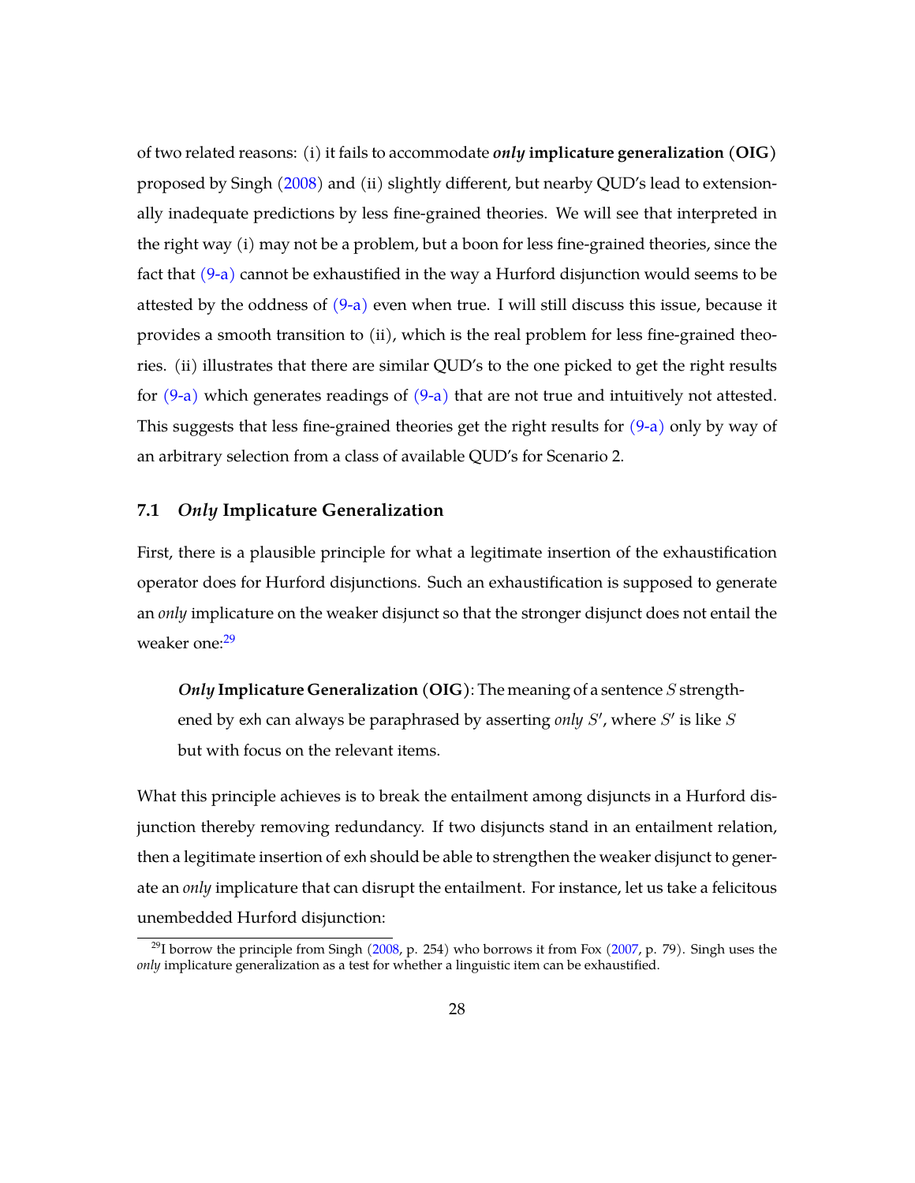of two related reasons: (i) it fails to accommodate ***only* implicature generalization (OIG)** proposed by Singh (2008) and (ii) slightly different, but nearby QUD's lead to extensionally inadequate predictions by less fine-grained theories. We will see that interpreted in the right way (i) may not be a problem, but a boon for less fine-grained theories, since the fact that (9-a) cannot be exhaustified in the way a Hurford disjunction would seems to be attested by the oddness of (9-a) even when true. I will still discuss this issue, because it provides a smooth transition to (ii), which is the real problem for less fine-grained theories. (ii) illustrates that there are similar QUD's to the one picked to get the right results for (9-a) which generates readings of (9-a) that are not true and intuitively not attested. This suggests that less fine-grained theories get the right results for (9-a) only by way of an arbitrary selection from a class of available QUD's for Scenario 2.

### 7.1 *Only* Implicature Generalization

First, there is a plausible principle for what a legitimate insertion of the exhaustification operator does for Hurford disjunctions. Such an exhaustification is supposed to generate an *only* implicature on the weaker disjunct so that the stronger disjunct does not entail the weaker one:[29]

> ***Only* Implicature Generalization (OIG)**: The meaning of a sentence $S$ strengthened by exh can always be paraphrased by asserting *only* $S'$, where $S'$ is like $S$ but with focus on the relevant items.

What this principle achieves is to break the entailment among disjuncts in a Hurford disjunction thereby removing redundancy. If two disjuncts stand in an entailment relation, then a legitimate insertion of exh should be able to strengthen the weaker disjunct to generate an *only* implicature that can disrupt the entailment. For instance, let us take a felicitous unembedded Hurford disjunction:

[29] I borrow the principle from Singh (2008, p. 254) who borrows it from Fox (2007, p. 79). Singh uses the *only* implicature generalization as a test for whether a linguistic item can be exhaustified.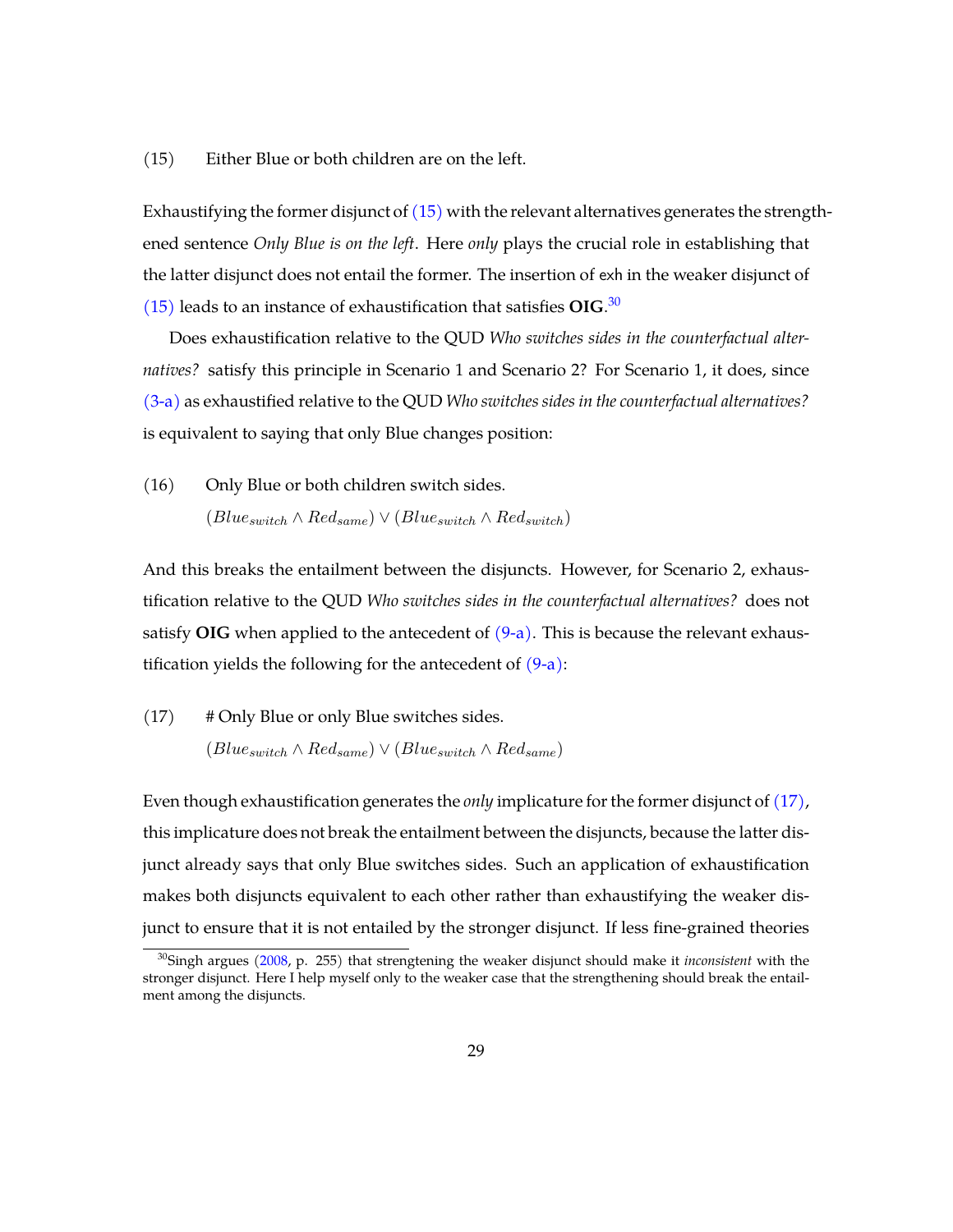(15) Either Blue or both children are on the left.

Exhaustifying the former disjunct of (15) with the relevant alternatives generates the strengthened sentence *Only Blue is on the left*. Here *only* plays the crucial role in establishing that the latter disjunct does not entail the former. The insertion of exh in the weaker disjunct of (15) leads to an instance of exhaustification that satisfies **OIG**.[30]

Does exhaustification relative to the QUD *Who switches sides in the counterfactual alternatives?* satisfy this principle in Scenario 1 and Scenario 2? For Scenario 1, it does, since (3-a) as exhaustified relative to the QUD *Who switches sides in the counterfactual alternatives?* is equivalent to saying that only Blue changes position:

(16) Only Blue or both children switch sides.
$(Blue_{switch} \wedge Red_{same}) \vee (Blue_{switch} \wedge Red_{switch})$

And this breaks the entailment between the disjuncts. However, for Scenario 2, exhaustification relative to the QUD *Who switches sides in the counterfactual alternatives?* does not satisfy **OIG** when applied to the antecedent of (9-a). This is because the relevant exhaustification yields the following for the antecedent of (9-a):

(17) # Only Blue or only Blue switches sides.
$(Blue_{switch} \wedge Red_{same}) \vee (Blue_{switch} \wedge Red_{same})$

Even though exhaustification generates the *only* implicature for the former disjunct of (17), this implicature does not break the entailment between the disjuncts, because the latter disjunct already says that only Blue switches sides. Such an application of exhaustification makes both disjuncts equivalent to each other rather than exhaustifying the weaker disjunct to ensure that it is not entailed by the stronger disjunct. If less fine-grained theories

[30] Singh argues (2008, p. 255) that strengtening the weaker disjunct should make it *inconsistent* with the stronger disjunct. Here I help myself only to the weaker case that the strengthening should break the entailment among the disjuncts.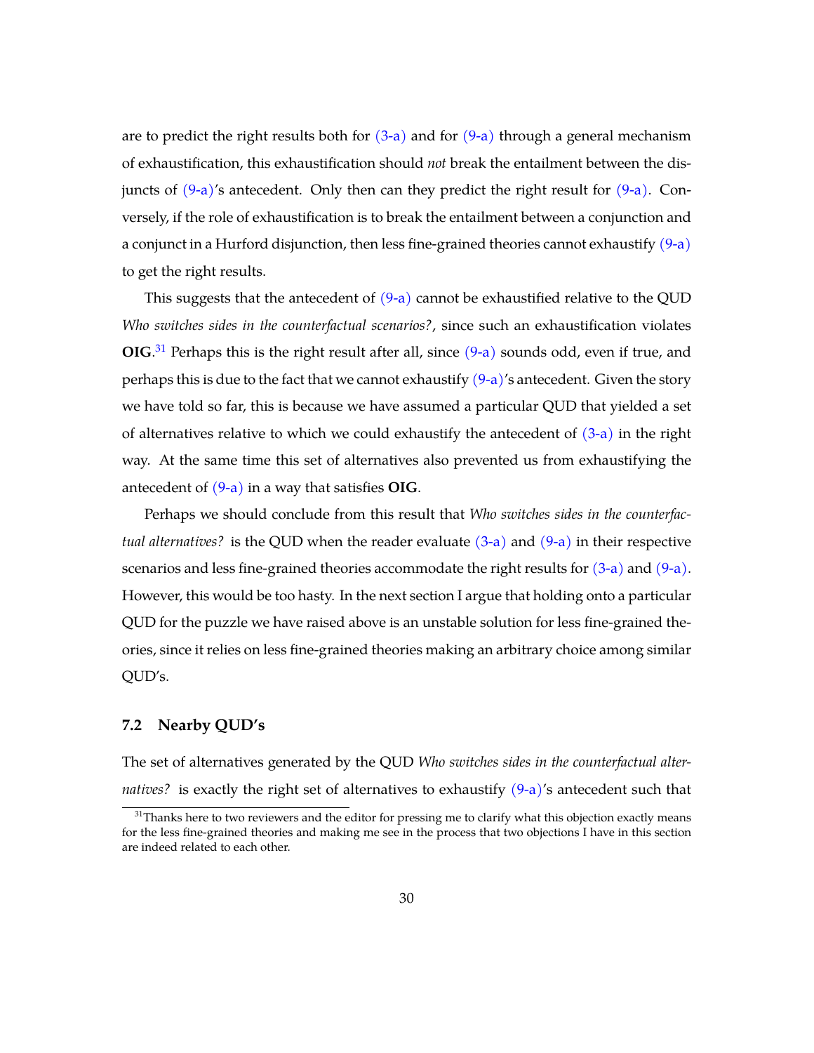are to predict the right results both for (3-a) and for (9-a) through a general mechanism of exhaustification, this exhaustification should *not* break the entailment between the disjuncts of (9-a)'s antecedent. Only then can they predict the right result for (9-a). Conversely, if the role of exhaustification is to break the entailment between a conjunction and a conjunct in a Hurford disjunction, then less fine-grained theories cannot exhaustify (9-a) to get the right results.

This suggests that the antecedent of (9-a) cannot be exhaustified relative to the QUD *Who switches sides in the counterfactual scenarios?*, since such an exhaustification violates **OIG**.[31] Perhaps this is the right result after all, since (9-a) sounds odd, even if true, and perhaps this is due to the fact that we cannot exhaustify (9-a)'s antecedent. Given the story we have told so far, this is because we have assumed a particular QUD that yielded a set of alternatives relative to which we could exhaustify the antecedent of (3-a) in the right way. At the same time this set of alternatives also prevented us from exhaustifying the antecedent of (9-a) in a way that satisfies **OIG**.

Perhaps we should conclude from this result that *Who switches sides in the counterfactual alternatives?* is the QUD when the reader evaluate (3-a) and (9-a) in their respective scenarios and less fine-grained theories accommodate the right results for (3-a) and (9-a). However, this would be too hasty. In the next section I argue that holding onto a particular QUD for the puzzle we have raised above is an unstable solution for less fine-grained theories, since it relies on less fine-grained theories making an arbitrary choice among similar QUD's.

### 7.2 Nearby QUD's

The set of alternatives generated by the QUD *Who switches sides in the counterfactual alternatives?* is exactly the right set of alternatives to exhaustify (9-a)'s antecedent such that

[31] Thanks here to two reviewers and the editor for pressing me to clarify what this objection exactly means for the less fine-grained theories and making me see in the process that two objections I have in this section are indeed related to each other.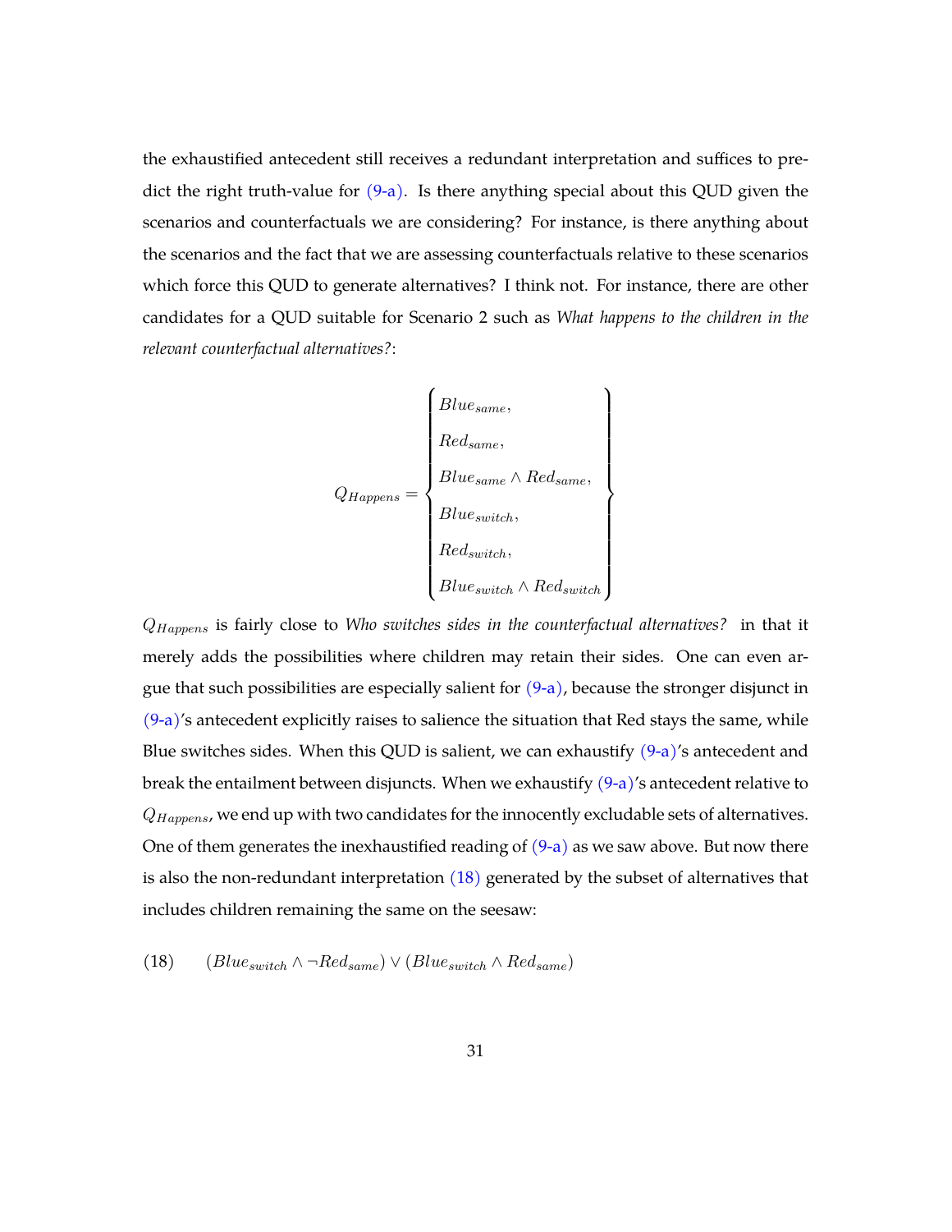the exhaustified antecedent still receives a redundant interpretation and suffices to predict the right truth-value for (9-a). Is there anything special about this QUD given the scenarios and counterfactuals we are considering? For instance, is there anything about the scenarios and the fact that we are assessing counterfactuals relative to these scenarios which force this QUD to generate alternatives? I think not. For instance, there are other candidates for a QUD suitable for Scenario 2 such as *What happens to the children in the relevant counterfactual alternatives?*:

$$Q_{Happens} = \begin{Bmatrix} Blue_{same}, \\ Red_{same}, \\ Blue_{same} \wedge Red_{same}, \\ Blue_{switch}, \\ Red_{switch}, \\ Blue_{switch} \wedge Red_{switch} \end{Bmatrix}$$

$Q_{Happens}$ is fairly close to *Who switches sides in the counterfactual alternatives?* in that it merely adds the possibilities where children may retain their sides. One can even argue that such possibilities are especially salient for (9-a), because the stronger disjunct in (9-a)'s antecedent explicitly raises to salience the situation that Red stays the same, while Blue switches sides. When this QUD is salient, we can exhaustify (9-a)'s antecedent and break the entailment between disjuncts. When we exhaustify (9-a)'s antecedent relative to $Q_{Happens}$, we end up with two candidates for the innocently excludable sets of alternatives. One of them generates the inexhaustified reading of (9-a) as we saw above. But now there is also the non-redundant interpretation (18) generated by the subset of alternatives that includes children remaining the same on the seesaw:

(18) $(Blue_{switch} \wedge \neg Red_{same}) \vee (Blue_{switch} \wedge Red_{same})$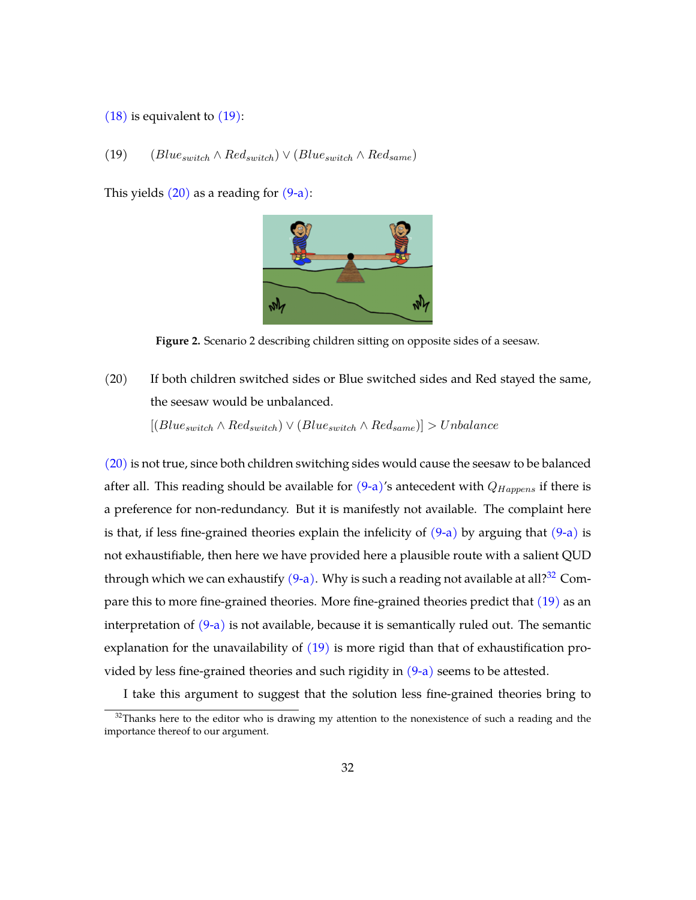(18) is equivalent to (19):

(19) $(Blue_{switch} \wedge Red_{switch}) \vee (Blue_{switch} \wedge Red_{same})$

This yields (20) as a reading for (9-a):

**Figure 2.** Scenario 2 describing children sitting on opposite sides of a seesaw.

(20) If both children switched sides or Blue switched sides and Red stayed the same, the seesaw would be unbalanced.
$[(Blue_{switch} \wedge Red_{switch}) \vee (Blue_{switch} \wedge Red_{same})] > Unbalance$

(20) is not true, since both children switching sides would cause the seesaw to be balanced after all. This reading should be available for (9-a)'s antecedent with $Q_{Happens}$ if there is a preference for non-redundancy. But it is manifestly not available. The complaint here is that, if less fine-grained theories explain the infelicity of (9-a) by arguing that (9-a) is not exhaustifiable, then here we have provided here a plausible route with a salient QUD through which we can exhaustify (9-a). Why is such a reading not available at all?[32] Compare this to more fine-grained theories. More fine-grained theories predict that (19) as an interpretation of (9-a) is not available, because it is semantically ruled out. The semantic explanation for the unavailability of (19) is more rigid than that of exhaustification provided by less fine-grained theories and such rigidity in (9-a) seems to be attested.

I take this argument to suggest that the solution less fine-grained theories bring to

[32] Thanks here to the editor who is drawing my attention to the nonexistence of such a reading and the importance thereof to our argument.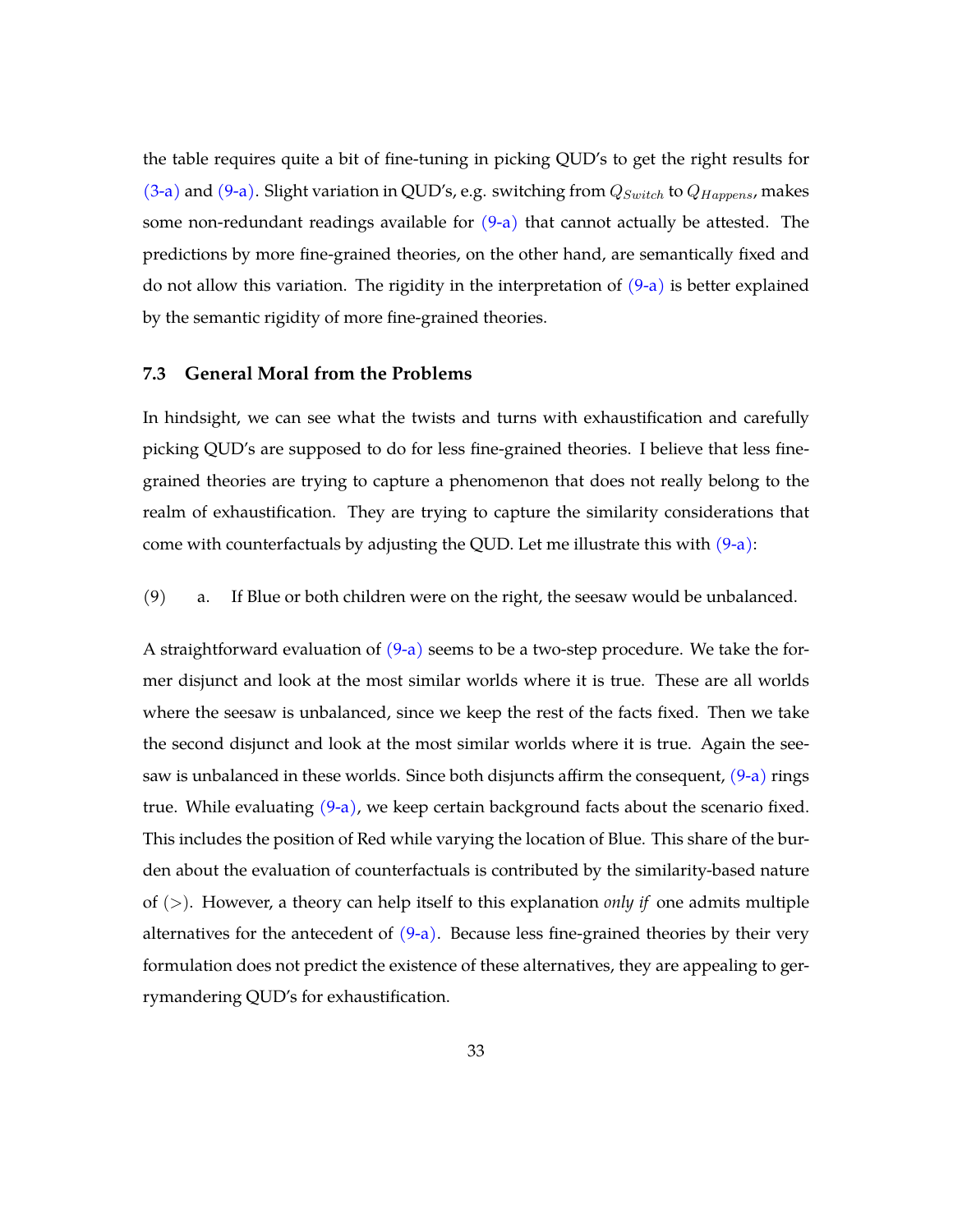the table requires quite a bit of fine-tuning in picking QUD's to get the right results for (3-a) and (9-a). Slight variation in QUD's, e.g. switching from $Q_{Switch}$ to $Q_{Happens}$, makes some non-redundant readings available for (9-a) that cannot actually be attested. The predictions by more fine-grained theories, on the other hand, are semantically fixed and do not allow this variation. The rigidity in the interpretation of (9-a) is better explained by the semantic rigidity of more fine-grained theories.

### 7.3 General Moral from the Problems

In hindsight, we can see what the twists and turns with exhaustification and carefully picking QUD's are supposed to do for less fine-grained theories. I believe that less fine-grained theories are trying to capture a phenomenon that does not really belong to the realm of exhaustification. They are trying to capture the similarity considerations that come with counterfactuals by adjusting the QUD. Let me illustrate this with (9-a):

(9) a. If Blue or both children were on the right, the seesaw would be unbalanced.

A straightforward evaluation of (9-a) seems to be a two-step procedure. We take the former disjunct and look at the most similar worlds where it is true. These are all worlds where the seesaw is unbalanced, since we keep the rest of the facts fixed. Then we take the second disjunct and look at the most similar worlds where it is true. Again the seesaw is unbalanced in these worlds. Since both disjuncts affirm the consequent, (9-a) rings true. While evaluating (9-a), we keep certain background facts about the scenario fixed. This includes the position of Red while varying the location of Blue. This share of the burden about the evaluation of counterfactuals is contributed by the similarity-based nature of ($>$). However, a theory can help itself to this explanation *only if* one admits multiple alternatives for the antecedent of (9-a). Because less fine-grained theories by their very formulation does not predict the existence of these alternatives, they are appealing to gerrymandering QUD's for exhaustification.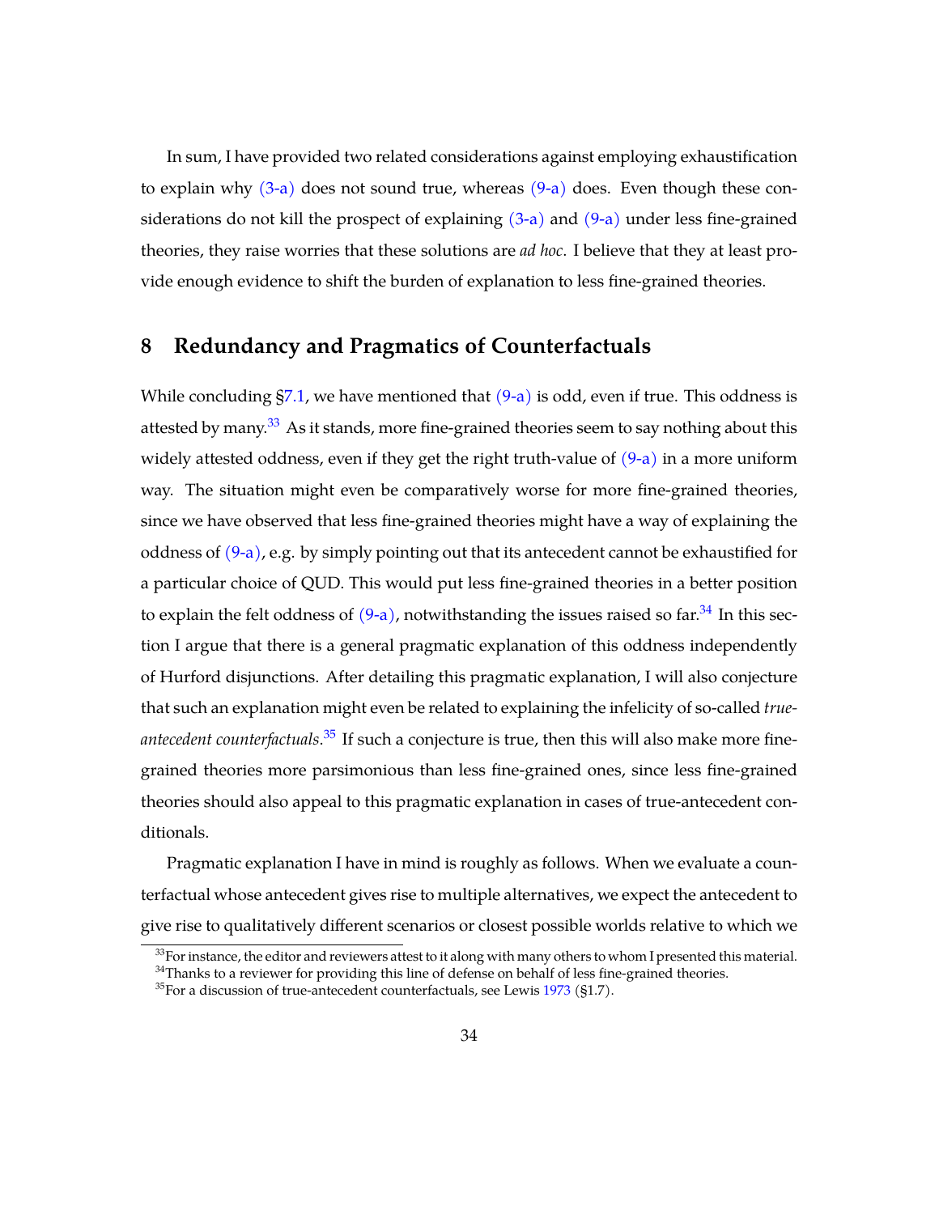In sum, I have provided two related considerations against employing exhaustification to explain why (3-a) does not sound true, whereas (9-a) does. Even though these considerations do not kill the prospect of explaining (3-a) and (9-a) under less fine-grained theories, they raise worries that these solutions are *ad hoc*. I believe that they at least provide enough evidence to shift the burden of explanation to less fine-grained theories.

## 8 Redundancy and Pragmatics of Counterfactuals

While concluding §7.1, we have mentioned that (9-a) is odd, even if true. This oddness is attested by many.[33] As it stands, more fine-grained theories seem to say nothing about this widely attested oddness, even if they get the right truth-value of (9-a) in a more uniform way. The situation might even be comparatively worse for more fine-grained theories, since we have observed that less fine-grained theories might have a way of explaining the oddness of (9-a), e.g. by simply pointing out that its antecedent cannot be exhaustified for a particular choice of QUD. This would put less fine-grained theories in a better position to explain the felt oddness of (9-a), notwithstanding the issues raised so far.[34] In this section I argue that there is a general pragmatic explanation of this oddness independently of Hurford disjunctions. After detailing this pragmatic explanation, I will also conjecture that such an explanation might even be related to explaining the infelicity of so-called *true-antecedent counterfactuals*.[35] If such a conjecture is true, then this will also make more fine-grained theories more parsimonious than less fine-grained ones, since less fine-grained theories should also appeal to this pragmatic explanation in cases of true-antecedent conditionals.

Pragmatic explanation I have in mind is roughly as follows. When we evaluate a counterfactual whose antecedent gives rise to multiple alternatives, we expect the antecedent to give rise to qualitatively different scenarios or closest possible worlds relative to which we

[33] For instance, the editor and reviewers attest to it along with many others to whom I presented this material.

[34] Thanks to a reviewer for providing this line of defense on behalf of less fine-grained theories.

[35] For a discussion of true-antecedent counterfactuals, see Lewis 1973 (§1.7).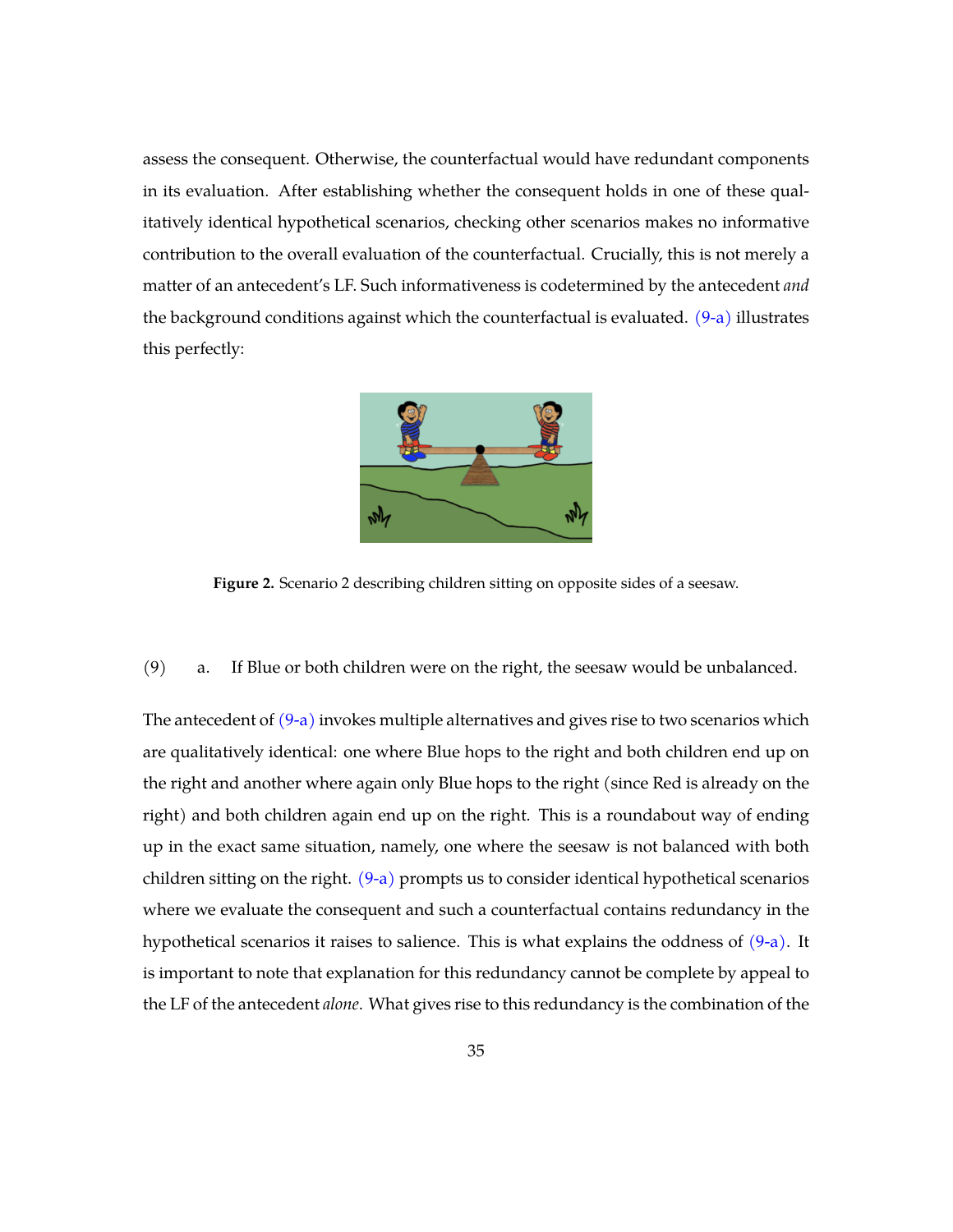assess the consequent. Otherwise, the counterfactual would have redundant components in its evaluation. After establishing whether the consequent holds in one of these qualitatively identical hypothetical scenarios, checking other scenarios makes no informative contribution to the overall evaluation of the counterfactual. Crucially, this is not merely a matter of an antecedent's LF. Such informativeness is codetermined by the antecedent *and* the background conditions against which the counterfactual is evaluated. (9-a) illustrates this perfectly:

**Figure 2.** Scenario 2 describing children sitting on opposite sides of a seesaw.

(9) a. If Blue or both children were on the right, the seesaw would be unbalanced.

The antecedent of (9-a) invokes multiple alternatives and gives rise to two scenarios which are qualitatively identical: one where Blue hops to the right and both children end up on the right and another where again only Blue hops to the right (since Red is already on the right) and both children again end up on the right. This is a roundabout way of ending up in the exact same situation, namely, one where the seesaw is not balanced with both children sitting on the right. (9-a) prompts us to consider identical hypothetical scenarios where we evaluate the consequent and such a counterfactual contains redundancy in the hypothetical scenarios it raises to salience. This is what explains the oddness of (9-a). It is important to note that explanation for this redundancy cannot be complete by appeal to the LF of the antecedent *alone*. What gives rise to this redundancy is the combination of the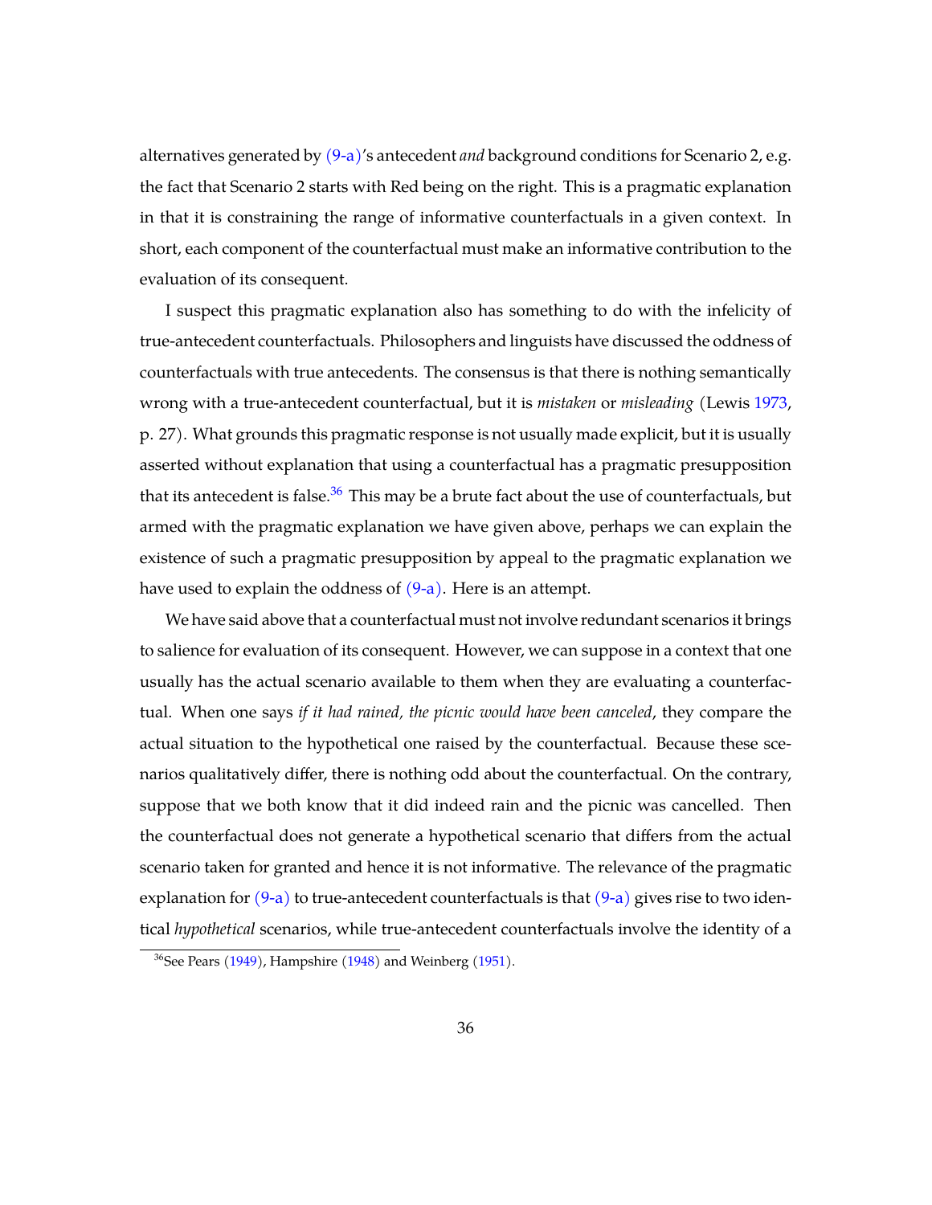alternatives generated by (9-a)'s antecedent *and* background conditions for Scenario 2, e.g. the fact that Scenario 2 starts with Red being on the right. This is a pragmatic explanation in that it is constraining the range of informative counterfactuals in a given context. In short, each component of the counterfactual must make an informative contribution to the evaluation of its consequent.

I suspect this pragmatic explanation also has something to do with the infelicity of true-antecedent counterfactuals. Philosophers and linguists have discussed the oddness of counterfactuals with true antecedents. The consensus is that there is nothing semantically wrong with a true-antecedent counterfactual, but it is *mistaken* or *misleading* (Lewis 1973, p. 27). What grounds this pragmatic response is not usually made explicit, but it is usually asserted without explanation that using a counterfactual has a pragmatic presupposition that its antecedent is false.[36] This may be a brute fact about the use of counterfactuals, but armed with the pragmatic explanation we have given above, perhaps we can explain the existence of such a pragmatic presupposition by appeal to the pragmatic explanation we have used to explain the oddness of (9-a). Here is an attempt.

We have said above that a counterfactual must not involve redundant scenarios it brings to salience for evaluation of its consequent. However, we can suppose in a context that one usually has the actual scenario available to them when they are evaluating a counterfactual. When one says *if it had rained, the picnic would have been canceled*, they compare the actual situation to the hypothetical one raised by the counterfactual. Because these scenarios qualitatively differ, there is nothing odd about the counterfactual. On the contrary, suppose that we both know that it did indeed rain and the picnic was cancelled. Then the counterfactual does not generate a hypothetical scenario that differs from the actual scenario taken for granted and hence it is not informative. The relevance of the pragmatic explanation for (9-a) to true-antecedent counterfactuals is that (9-a) gives rise to two identical *hypothetical* scenarios, while true-antecedent counterfactuals involve the identity of a

[36] See Pears (1949), Hampshire (1948) and Weinberg (1951).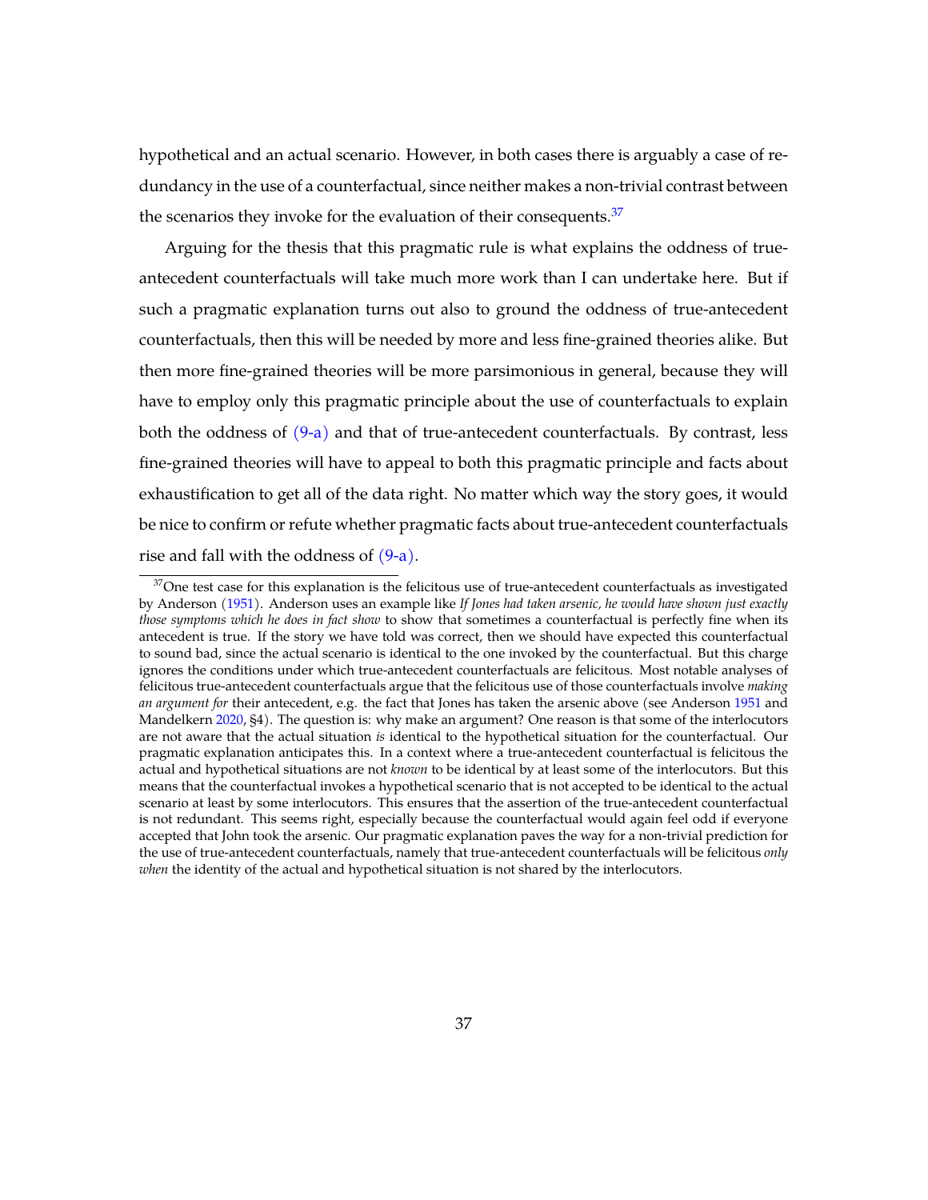hypothetical and an actual scenario. However, in both cases there is arguably a case of redundancy in the use of a counterfactual, since neither makes a non-trivial contrast between the scenarios they invoke for the evaluation of their consequents.[37]

Arguing for the thesis that this pragmatic rule is what explains the oddness of true-antecedent counterfactuals will take much more work than I can undertake here. But if such a pragmatic explanation turns out also to ground the oddness of true-antecedent counterfactuals, then this will be needed by more and less fine-grained theories alike. But then more fine-grained theories will be more parsimonious in general, because they will have to employ only this pragmatic principle about the use of counterfactuals to explain both the oddness of (9-a) and that of true-antecedent counterfactuals. By contrast, less fine-grained theories will have to appeal to both this pragmatic principle and facts about exhaustification to get all of the data right. No matter which way the story goes, it would be nice to confirm or refute whether pragmatic facts about true-antecedent counterfactuals rise and fall with the oddness of (9-a).

[37] One test case for this explanation is the felicitous use of true-antecedent counterfactuals as investigated by Anderson (1951). Anderson uses an example like *If Jones had taken arsenic, he would have shown just exactly those symptoms which he does in fact show* to show that sometimes a counterfactual is perfectly fine when its antecedent is true. If the story we have told was correct, then we should have expected this counterfactual to sound bad, since the actual scenario is identical to the one invoked by the counterfactual. But this charge ignores the conditions under which true-antecedent counterfactuals are felicitous. Most notable analyses of felicitous true-antecedent counterfactuals argue that the felicitous use of those counterfactuals involve *making an argument for* their antecedent, e.g. the fact that Jones has taken the arsenic above (see Anderson 1951 and Mandelkern 2020, §4). The question is: why make an argument? One reason is that some of the interlocutors are not aware that the actual situation *is* identical to the hypothetical situation for the counterfactual. Our pragmatic explanation anticipates this. In a context where a true-antecedent counterfactual is felicitous the actual and hypothetical situations are not *known* to be identical by at least some of the interlocutors. But this means that the counterfactual invokes a hypothetical scenario that is not accepted to be identical to the actual scenario at least by some interlocutors. This ensures that the assertion of the true-antecedent counterfactual is not redundant. This seems right, especially because the counterfactual would again feel odd if everyone accepted that John took the arsenic. Our pragmatic explanation paves the way for a non-trivial prediction for the use of true-antecedent counterfactuals, namely that true-antecedent counterfactuals will be felicitous *only when* the identity of the actual and hypothetical situation is not shared by the interlocutors.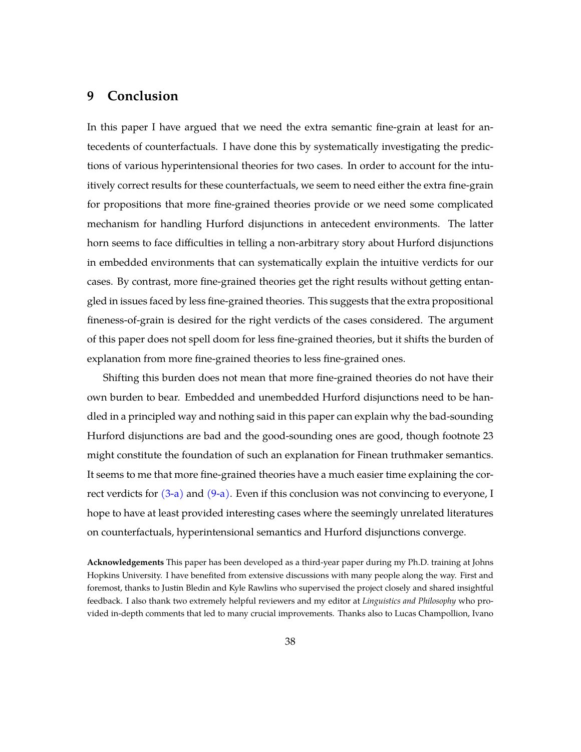## 9 Conclusion

In this paper I have argued that we need the extra semantic fine-grain at least for antecedents of counterfactuals. I have done this by systematically investigating the predictions of various hyperintensional theories for two cases. In order to account for the intuitively correct results for these counterfactuals, we seem to need either the extra fine-grain for propositions that more fine-grained theories provide or we need some complicated mechanism for handling Hurford disjunctions in antecedent environments. The latter horn seems to face difficulties in telling a non-arbitrary story about Hurford disjunctions in embedded environments that can systematically explain the intuitive verdicts for our cases. By contrast, more fine-grained theories get the right results without getting entangled in issues faced by less fine-grained theories. This suggests that the extra propositional fineness-of-grain is desired for the right verdicts of the cases considered. The argument of this paper does not spell doom for less fine-grained theories, but it shifts the burden of explanation from more fine-grained theories to less fine-grained ones.

Shifting this burden does not mean that more fine-grained theories do not have their own burden to bear. Embedded and unembedded Hurford disjunctions need to be handled in a principled way and nothing said in this paper can explain why the bad-sounding Hurford disjunctions are bad and the good-sounding ones are good, though footnote 23 might constitute the foundation of such an explanation for Finean truthmaker semantics. It seems to me that more fine-grained theories have a much easier time explaining the correct verdicts for (3-a) and (9-a). Even if this conclusion was not convincing to everyone, I hope to have at least provided interesting cases where the seemingly unrelated literatures on counterfactuals, hyperintensional semantics and Hurford disjunctions converge.

**Acknowledgements** This paper has been developed as a third-year paper during my Ph.D. training at Johns Hopkins University. I have benefited from extensive discussions with many people along the way. First and foremost, thanks to Justin Bledin and Kyle Rawlins who supervised the project closely and shared insightful feedback. I also thank two extremely helpful reviewers and my editor at *Linguistics and Philosophy* who provided in-depth comments that led to many crucial improvements. Thanks also to Lucas Champollion, Ivano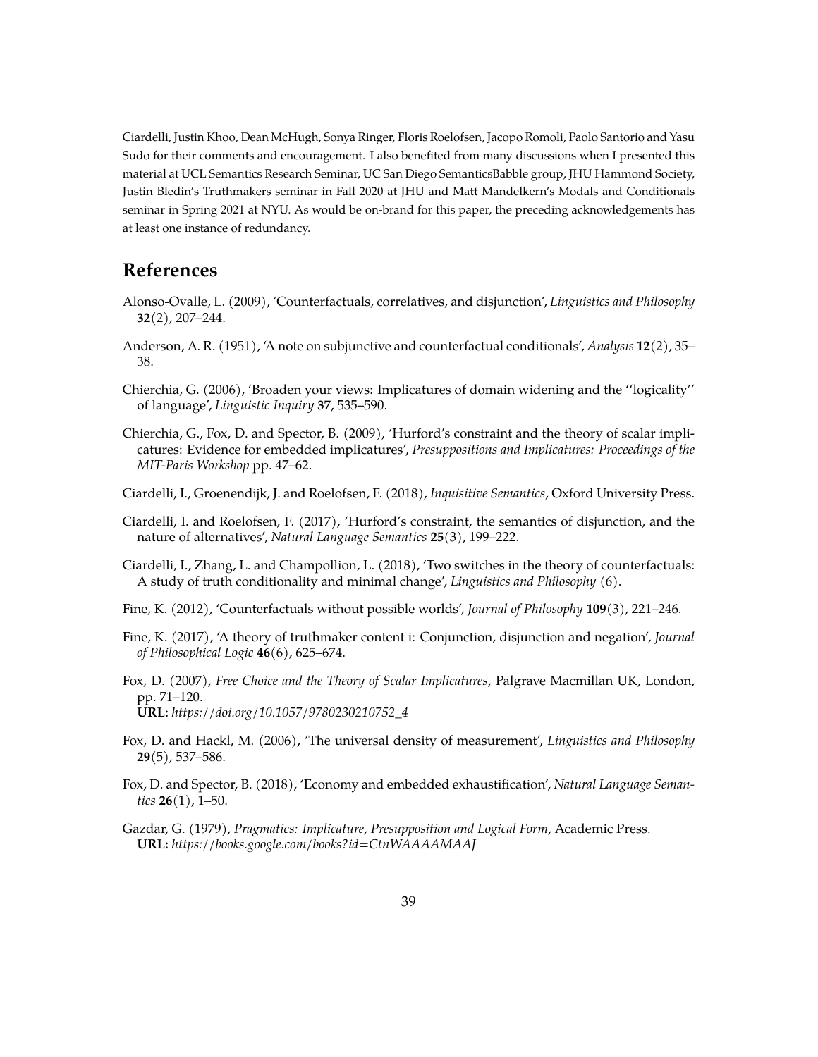Ciardelli, Justin Khoo, Dean McHugh, Sonya Ringer, Floris Roelofsen, Jacopo Romoli, Paolo Santorio and Yasu Sudo for their comments and encouragement. I also benefited from many discussions when I presented this material at UCL Semantics Research Seminar, UC San Diego SemanticsBabble group, JHU Hammond Society, Justin Bledin's Truthmakers seminar in Fall 2020 at JHU and Matt Mandelkern's Modals and Conditionals seminar in Spring 2021 at NYU. As would be on-brand for this paper, the preceding acknowledgements has at least one instance of redundancy.

# References

Alonso-Ovalle, L. (2009), 'Counterfactuals, correlatives, and disjunction', *Linguistics and Philosophy* **32**(2), 207–244.

Anderson, A. R. (1951), 'A note on subjunctive and counterfactual conditionals', *Analysis* **12**(2), 35–38.

Chierchia, G. (2006), 'Broaden your views: Implicatures of domain widening and the ''logicality'' of language', *Linguistic Inquiry* **37**, 535–590.

Chierchia, G., Fox, D. and Spector, B. (2009), 'Hurford's constraint and the theory of scalar implicatures: Evidence for embedded implicatures', *Presuppositions and Implicatures: Proceedings of the MIT-Paris Workshop* pp. 47–62.

Ciardelli, I., Groenendijk, J. and Roelofsen, F. (2018), *Inquisitive Semantics*, Oxford University Press.

Ciardelli, I. and Roelofsen, F. (2017), 'Hurford's constraint, the semantics of disjunction, and the nature of alternatives', *Natural Language Semantics* **25**(3), 199–222.

Ciardelli, I., Zhang, L. and Champollion, L. (2018), 'Two switches in the theory of counterfactuals: A study of truth conditionality and minimal change', *Linguistics and Philosophy* (6).

Fine, K. (2012), 'Counterfactuals without possible worlds', *Journal of Philosophy* **109**(3), 221–246.

Fine, K. (2017), 'A theory of truthmaker content i: Conjunction, disjunction and negation', *Journal of Philosophical Logic* **46**(6), 625–674.

Fox, D. (2007), *Free Choice and the Theory of Scalar Implicatures*, Palgrave Macmillan UK, London, pp. 71–120.
**URL:** *https://doi.org/10.1057/9780230210752_4*

Fox, D. and Hackl, M. (2006), 'The universal density of measurement', *Linguistics and Philosophy* **29**(5), 537–586.

Fox, D. and Spector, B. (2018), 'Economy and embedded exhaustification', *Natural Language Semantics* **26**(1), 1–50.

Gazdar, G. (1979), *Pragmatics: Implicature, Presupposition and Logical Form*, Academic Press.
**URL:** *https://books.google.com/books?id=CtnWAAAAMAAJ*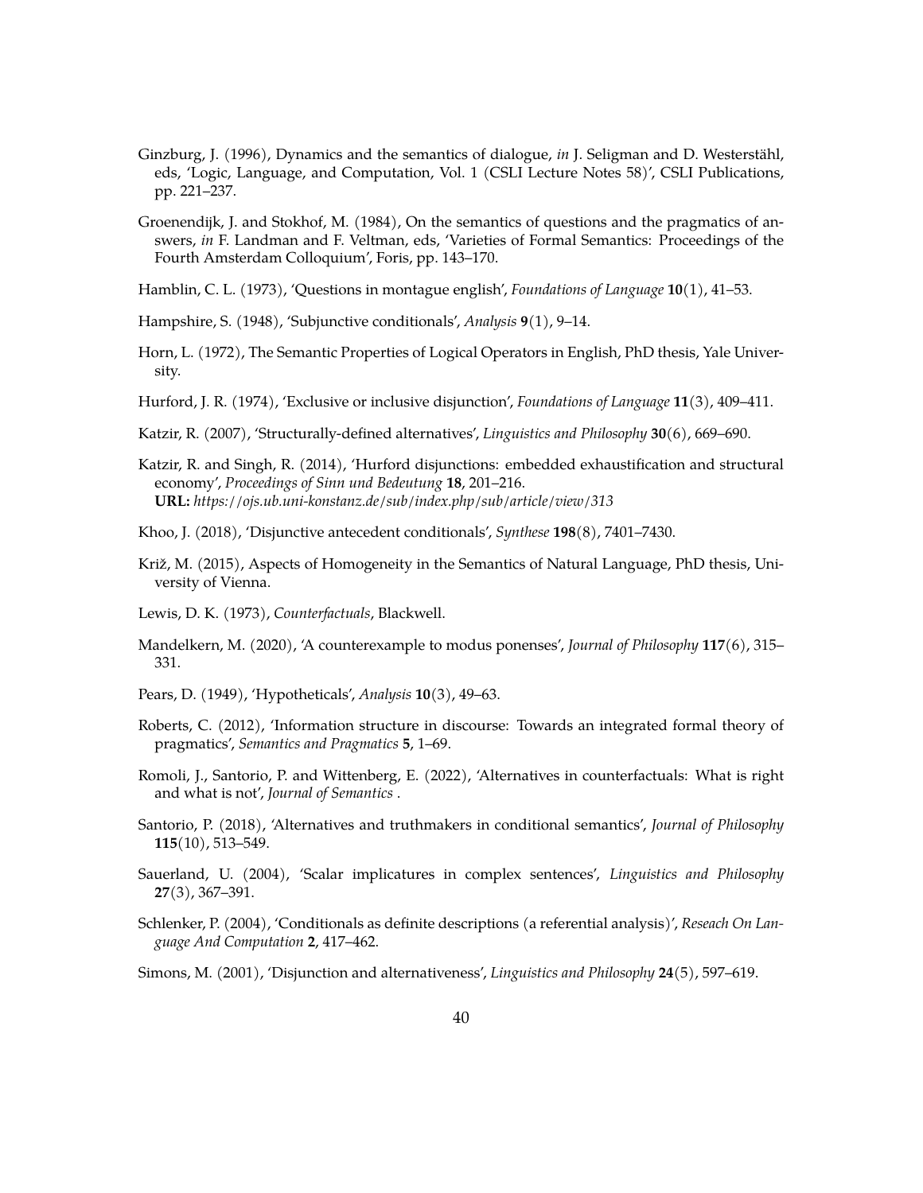Ginzburg, J. (1996), Dynamics and the semantics of dialogue, *in* J. Seligman and D. Westerståhl, eds, 'Logic, Language, and Computation, Vol. 1 (CSLI Lecture Notes 58)', CSLI Publications, pp. 221–237.

Groenendijk, J. and Stokhof, M. (1984), On the semantics of questions and the pragmatics of answers, *in* F. Landman and F. Veltman, eds, 'Varieties of Formal Semantics: Proceedings of the Fourth Amsterdam Colloquium', Foris, pp. 143–170.

Hamblin, C. L. (1973), 'Questions in montague english', *Foundations of Language* **10**(1), 41–53.

Hampshire, S. (1948), 'Subjunctive conditionals', *Analysis* **9**(1), 9–14.

Horn, L. (1972), The Semantic Properties of Logical Operators in English, PhD thesis, Yale University.

Hurford, J. R. (1974), 'Exclusive or inclusive disjunction', *Foundations of Language* **11**(3), 409–411.

Katzir, R. (2007), 'Structurally-defined alternatives', *Linguistics and Philosophy* **30**(6), 669–690.

Katzir, R. and Singh, R. (2014), 'Hurford disjunctions: embedded exhaustification and structural economy', *Proceedings of Sinn und Bedeutung* **18**, 201–216.
**URL:** *https://ojs.ub.uni-konstanz.de/sub/index.php/sub/article/view/313*

Khoo, J. (2018), 'Disjunctive antecedent conditionals', *Synthese* **198**(8), 7401–7430.

Križ, M. (2015), Aspects of Homogeneity in the Semantics of Natural Language, PhD thesis, University of Vienna.

Lewis, D. K. (1973), *Counterfactuals*, Blackwell.

Mandelkern, M. (2020), 'A counterexample to modus ponenses', *Journal of Philosophy* **117**(6), 315–331.

Pears, D. (1949), 'Hypotheticals', *Analysis* **10**(3), 49–63.

Roberts, C. (2012), 'Information structure in discourse: Towards an integrated formal theory of pragmatics', *Semantics and Pragmatics* **5**, 1–69.

Romoli, J., Santorio, P. and Wittenberg, E. (2022), 'Alternatives in counterfactuals: What is right and what is not', *Journal of Semantics* .

Santorio, P. (2018), 'Alternatives and truthmakers in conditional semantics', *Journal of Philosophy* **115**(10), 513–549.

Sauerland, U. (2004), 'Scalar implicatures in complex sentences', *Linguistics and Philosophy* **27**(3), 367–391.

Schlenker, P. (2004), 'Conditionals as definite descriptions (a referential analysis)', *Reseach On Language And Computation* **2**, 417–462.

Simons, M. (2001), 'Disjunction and alternativeness', *Linguistics and Philosophy* **24**(5), 597–619.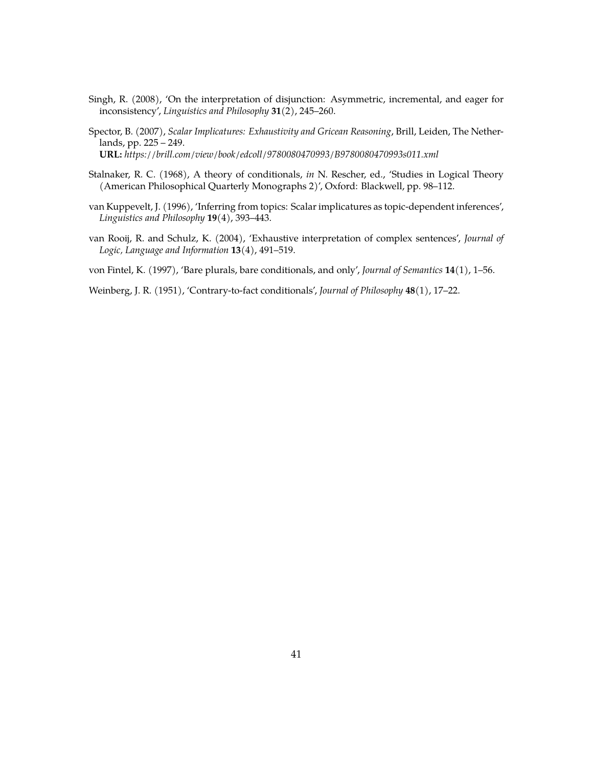Singh, R. (2008), 'On the interpretation of disjunction: Asymmetric, incremental, and eager for inconsistency', *Linguistics and Philosophy* **31**(2), 245–260.

Spector, B. (2007), *Scalar Implicatures: Exhaustivity and Gricean Reasoning*, Brill, Leiden, The Netherlands, pp. 225 – 249.
**URL:** *https://brill.com/view/book/edcoll/9780080470993/B9780080470993s011.xml*

Stalnaker, R. C. (1968), A theory of conditionals, *in* N. Rescher, ed., 'Studies in Logical Theory (American Philosophical Quarterly Monographs 2)', Oxford: Blackwell, pp. 98–112.

van Kuppevelt, J. (1996), 'Inferring from topics: Scalar implicatures as topic-dependent inferences', *Linguistics and Philosophy* **19**(4), 393–443.

van Rooij, R. and Schulz, K. (2004), 'Exhaustive interpretation of complex sentences', *Journal of Logic, Language and Information* **13**(4), 491–519.

von Fintel, K. (1997), 'Bare plurals, bare conditionals, and only', *Journal of Semantics* **14**(1), 1–56.

Weinberg, J. R. (1951), 'Contrary-to-fact conditionals', *Journal of Philosophy* **48**(1), 17–22.